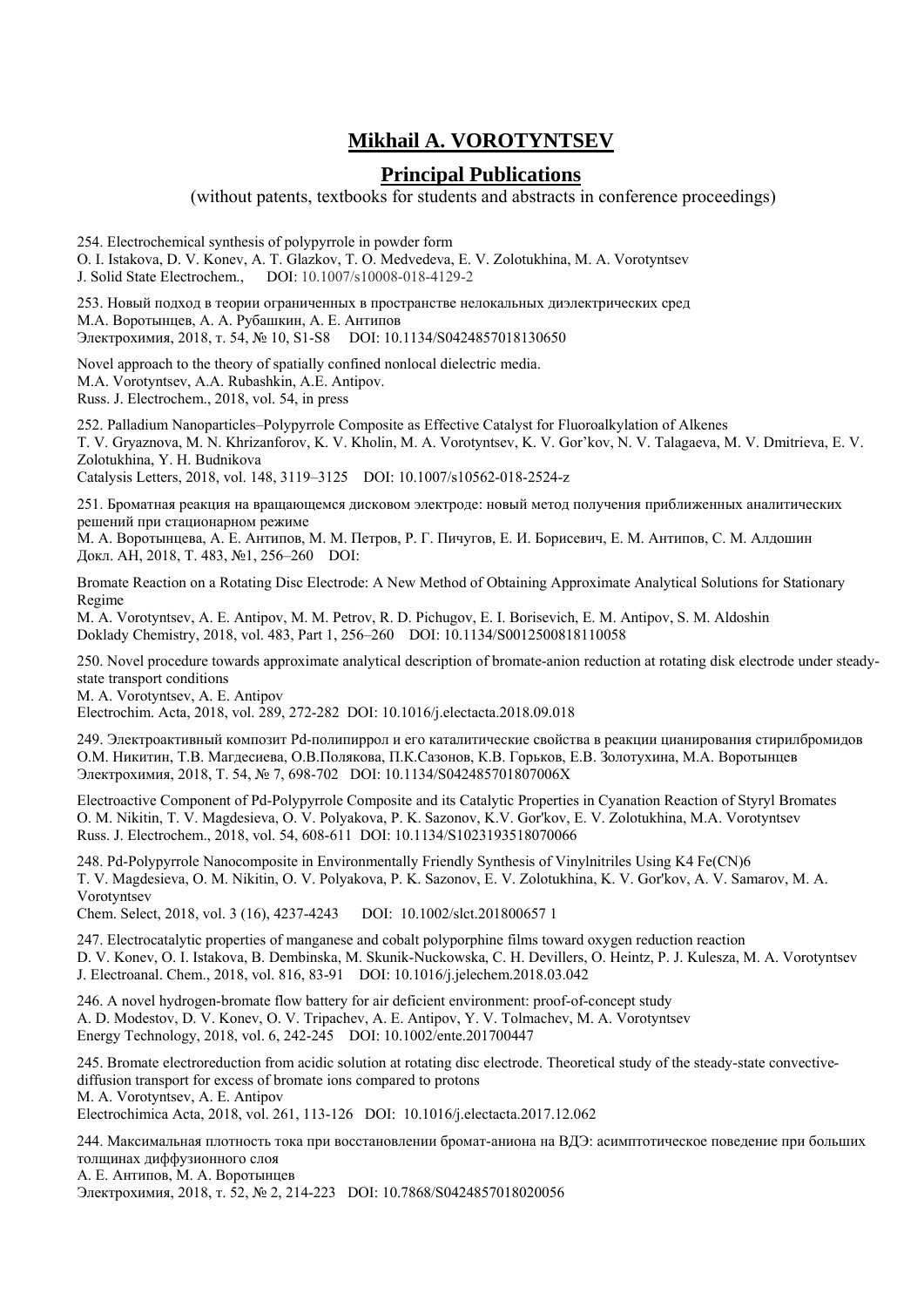# Mikhail A. VOROTYNTSEV

## Principal Publications

(without patents, textbooks for students and abstracts in conference proceedings)

254. Electrochemical synthesis of polypyrrole in powder form
O. I. Istakova, D. V. Konev, A. T. Glazkov, T. O. Medvedeva, E. V. Zolotukhina, M. A. Vorotyntsev
J. Solid State Electrochem., DOI: 10.1007/s10008-018-4129-2

253. Новый подход в теории ограниченных в пространстве нелокальных диэлектрических сред
М.А. Воротынцев, А. А. Рубашкин, А. Е. Антипов
Электрохимия, 2018, т. 54, № 10, S1-S8 DOI: 10.1134/S0424857018130650

Novel approach to the theory of spatially confined nonlocal dielectric media.
M.A. Vorotyntsev, A.A. Rubashkin, A.E. Antipov.
Russ. J. Electrochem., 2018, vol. 54, in press

252. Palladium Nanoparticles–Polypyrrole Composite as Effective Catalyst for Fluoroalkylation of Alkenes
T. V. Gryaznova, M. N. Khrizanforov, K. V. Kholin, M. A. Vorotyntsev, K. V. Gor'kov, N. V. Talagaeva, M. V. Dmitrieva, E. V. Zolotukhina, Y. H. Budnikova
Catalysis Letters, 2018, vol. 148, 3119–3125 DOI: 10.1007/s10562-018-2524-z

251. Броматная реакция на вращающемся дисковом электроде: новый метод получения приближенных аналитических решений при стационарном режиме
М. А. Воротынцева, А. Е. Антипов, М. М. Петров, Р. Г. Пичугов, Е. И. Борисевич, Е. М. Антипов, С. М. Алдошин
Докл. АН, 2018, Т. 483, №1, 256–260 DOI:

Bromate Reaction on a Rotating Disc Electrode: A New Method of Obtaining Approximate Analytical Solutions for Stationary Regime
M. A. Vorotyntsev, A. E. Antipov, M. M. Petrov, R. D. Pichugov, E. I. Borisevich, E. M. Antipov, S. M. Aldoshin
Doklady Chemistry, 2018, vol. 483, Part 1, 256–260 DOI: 10.1134/S0012500818110058

250. Novel procedure towards approximate analytical description of bromate-anion reduction at rotating disk electrode under steady-state transport conditions
M. A. Vorotyntsev, A. E. Antipov
Electrochim. Acta, 2018, vol. 289, 272-282 DOI: 10.1016/j.electacta.2018.09.018

249. Электроактивный композит Pd-полипиррол и его каталитические свойства в реакции цианирования стирилбромидов
О.М. Никитин, Т.В. Магдесиева, О.В.Полякова, П.К.Сазонов, К.В. Горьков, Е.В. Золотухина, М.А. Воротынцев
Электрохимия, 2018, Т. 54, № 7, 698-702 DOI: 10.1134/S042485701807006X

Electroactive Component of Pd-Polypyrrole Composite and its Catalytic Properties in Cyanation Reaction of Styryl Bromates
O. M. Nikitin, T. V. Magdesieva, O. V. Polyakova, P. K. Sazonov, K.V. Gor'kov, E. V. Zolotukhina, M.A. Vorotyntsev
Russ. J. Electrochem., 2018, vol. 54, 608-611 DOI: 10.1134/S1023193518070066

248. Pd-Polypyrrole Nanocomposite in Environmentally Friendly Synthesis of Vinylnitriles Using K4 Fe(CN)6
T. V. Magdesieva, O. M. Nikitin, O. V. Polyakova, P. K. Sazonov, E. V. Zolotukhina, K. V. Gor'kov, A. V. Samarov, M. A. Vorotyntsev
Chem. Select, 2018, vol. 3 (16), 4237-4243 DOI: 10.1002/slct.201800657 1

247. Electrocatalytic properties of manganese and cobalt polyporphine films toward oxygen reduction reaction
D. V. Konev, O. I. Istakova, B. Dembinska, M. Skunik-Nuckowska, C. H. Devillers, O. Heintz, P. J. Kulesza, M. A. Vorotyntsev
J. Electroanal. Chem., 2018, vol. 816, 83-91 DOI: 10.1016/j.jelechem.2018.03.042

246. A novel hydrogen-bromate flow battery for air deficient environment: proof-of-concept study
A. D. Modestov, D. V. Konev, O. V. Tripachev, A. E. Antipov, Y. V. Tolmachev, M. A. Vorotyntsev
Energy Technology, 2018, vol. 6, 242-245 DOI: 10.1002/ente.201700447

245. Bromate electroreduction from acidic solution at rotating disc electrode. Theoretical study of the steady-state convective-diffusion transport for excess of bromate ions compared to protons
M. A. Vorotyntsev, A. E. Antipov
Electrochimica Acta, 2018, vol. 261, 113-126 DOI: 10.1016/j.electacta.2017.12.062

244. Максимальная плотность тока при восстановлении бромат-аниона на ВДЭ: асимптотическое поведение при больших толщинах диффузионного слоя
А. Е. Антипов, М. А. Воротынцев
Электрохимия, 2018, т. 52, № 2, 214-223 DOI: 10.7868/S0424857018020056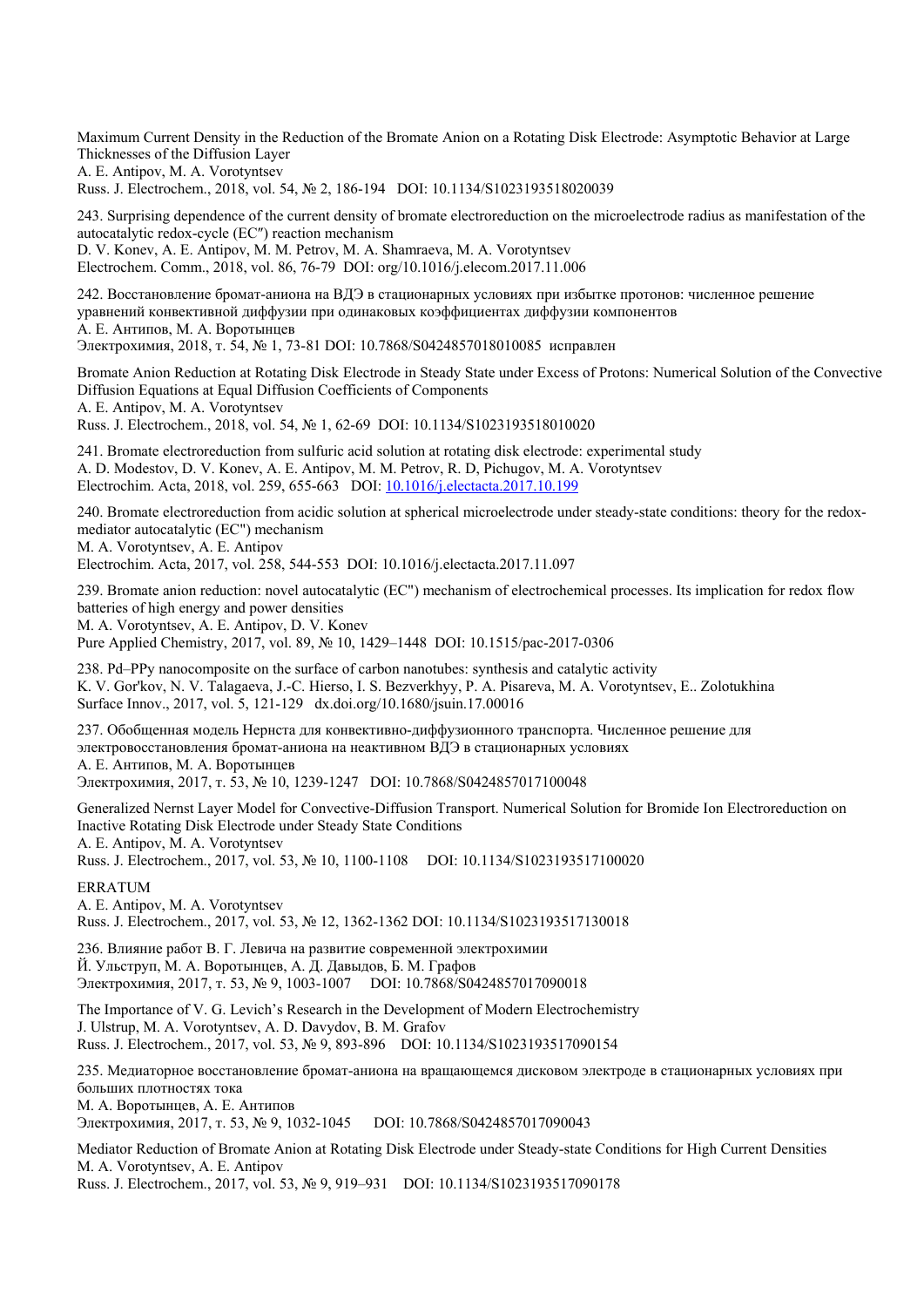Maximum Current Density in the Reduction of the Bromate Anion on a Rotating Disk Electrode: Asymptotic Behavior at Large Thicknesses of the Diffusion Layer
A. E. Antipov, M. A. Vorotyntsev
Russ. J. Electrochem., 2018, vol. 54, № 2, 186-194 DOI: 10.1134/S1023193518020039

243. Surprising dependence of the current density of bromate electroreduction on the microelectrode radius as manifestation of the autocatalytic redox-cycle (EC″) reaction mechanism
D. V. Konev, A. E. Antipov, M. M. Petrov, M. A. Shamraeva, M. A. Vorotyntsev
Electrochem. Comm., 2018, vol. 86, 76-79 DOI: org/10.1016/j.elecom.2017.11.006

242. Восстановление бромат-аниона на ВДЭ в стационарных условиях при избытке протонов: численное решение уравнений конвективной диффузии при одинаковых коэффициентах диффузии компонентов
А. Е. Антипов, М. А. Воротынцев
Электрохимия, 2018, т. 54, № 1, 73-81 DOI: 10.7868/S0424857018010085 исправлен

Bromate Anion Reduction at Rotating Disk Electrode in Steady State under Excess of Protons: Numerical Solution of the Convective Diffusion Equations at Equal Diffusion Coefficients of Components
A. E. Antipov, M. A. Vorotyntsev
Russ. J. Electrochem., 2018, vol. 54, № 1, 62-69 DOI: 10.1134/S1023193518010020

241. Bromate electroreduction from sulfuric acid solution at rotating disk electrode: experimental study
A. D. Modestov, D. V. Konev, A. E. Antipov, M. M. Petrov, R. D, Pichugov, M. A. Vorotyntsev
Electrochim. Acta, 2018, vol. 259, 655-663 DOI: 10.1016/j.electacta.2017.10.199

240. Bromate electroreduction from acidic solution at spherical microelectrode under steady-state conditions: theory for the redox-mediator autocatalytic (EC") mechanism
M. A. Vorotyntsev, A. E. Antipov
Electrochim. Acta, 2017, vol. 258, 544-553 DOI: 10.1016/j.electacta.2017.11.097

239. Bromate anion reduction: novel autocatalytic (EC") mechanism of electrochemical processes. Its implication for redox flow batteries of high energy and power densities
M. A. Vorotyntsev, A. E. Antipov, D. V. Konev
Pure Applied Chemistry, 2017, vol. 89, № 10, 1429–1448 DOI: 10.1515/pac-2017-0306

238. Pd–PPy nanocomposite on the surface of carbon nanotubes: synthesis and catalytic activity
K. V. Gor'kov, N. V. Talagaeva, J.-C. Hierso, I. S. Bezverkhyy, P. A. Pisareva, M. A. Vorotyntsev, E.. Zolotukhina
Surface Innov., 2017, vol. 5, 121-129 dx.doi.org/10.1680/jsuin.17.00016

237. Обобщенная модель Нернста для конвективно-диффузионного транспорта. Численное решение для электровосстановления бромат-аниона на неактивном ВДЭ в стационарных условиях
А. Е. Антипов, М. А. Воротынцев
Электрохимия, 2017, т. 53, № 10, 1239-1247 DOI: 10.7868/S0424857017100048

Generalized Nernst Layer Model for Convective-Diffusion Transport. Numerical Solution for Bromide Ion Electroreduction on Inactive Rotating Disk Electrode under Steady State Conditions
A. E. Antipov, M. A. Vorotyntsev
Russ. J. Electrochem., 2017, vol. 53, № 10, 1100-1108 DOI: 10.1134/S1023193517100020

ERRATUM
A. E. Antipov, M. A. Vorotyntsev
Russ. J. Electrochem., 2017, vol. 53, № 12, 1362-1362 DOI: 10.1134/S1023193517130018

236. Влияние работ В. Г. Левича на развитие современной электрохимии
Й. Ульструп, М. А. Воротынцев, А. Д. Давыдов, Б. М. Графов
Электрохимия, 2017, т. 53, № 9, 1003-1007 DOI: 10.7868/S0424857017090018

The Importance of V. G. Levich's Research in the Development of Modern Electrochemistry
J. Ulstrup, M. A. Vorotyntsev, A. D. Davydov, B. M. Grafov
Russ. J. Electrochem., 2017, vol. 53, № 9, 893-896 DOI: 10.1134/S1023193517090154

235. Медиаторное восстановление бромат-аниона на вращающемся дисковом электроде в стационарных условиях при больших плотностях тока
М. А. Воротынцев, А. Е. Антипов
Электрохимия, 2017, т. 53, № 9, 1032-1045 DOI: 10.7868/S0424857017090043

Mediator Reduction of Bromate Anion at Rotating Disk Electrode under Steady-state Conditions for High Current Densities
M. A. Vorotyntsev, A. E. Antipov
Russ. J. Electrochem., 2017, vol. 53, № 9, 919–931 DOI: 10.1134/S1023193517090178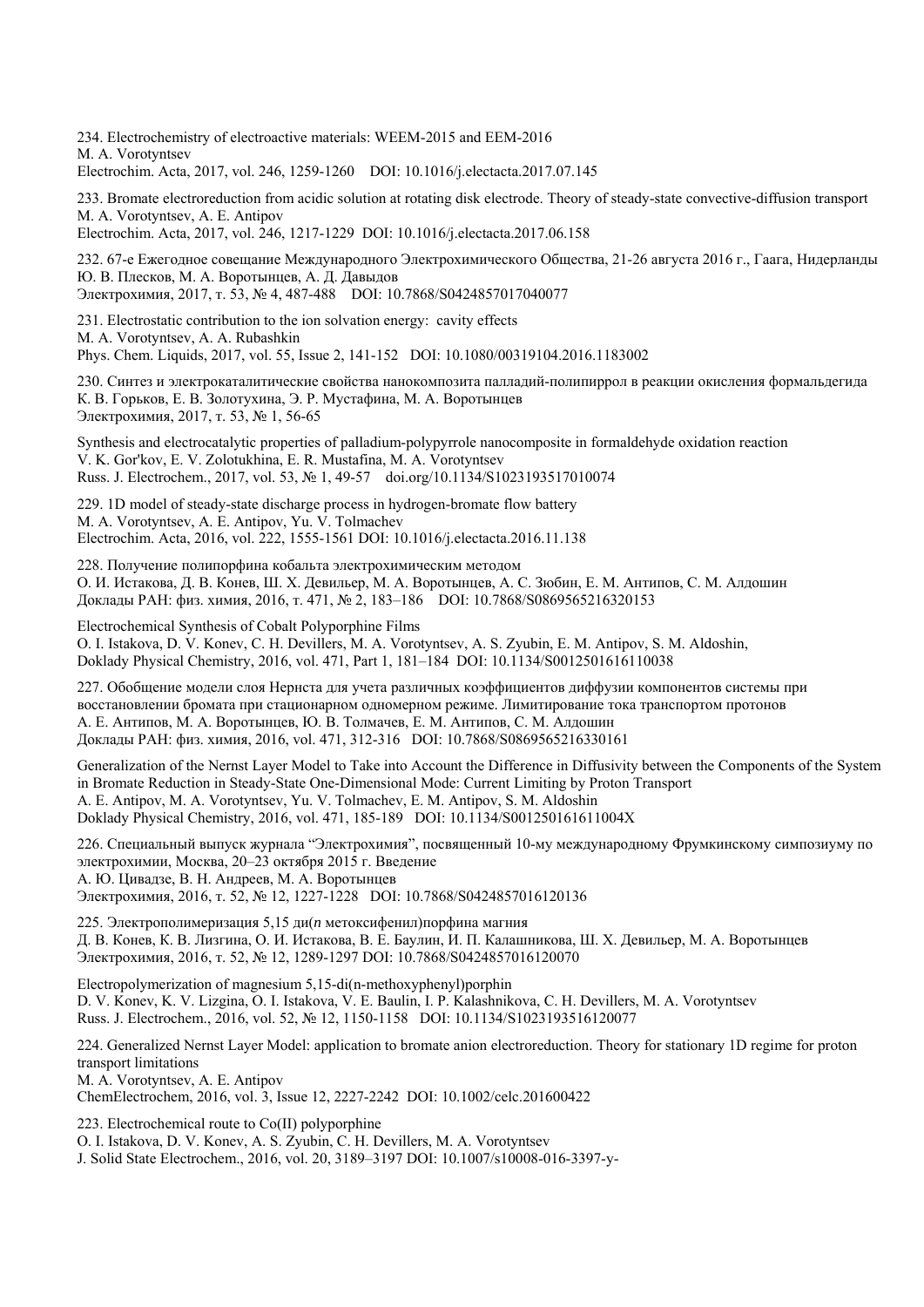234. Electrochemistry of electroactive materials: WEEM-2015 and EEM-2016
M. A. Vorotyntsev
Electrochim. Acta, 2017, vol. 246, 1259-1260 DOI: 10.1016/j.electacta.2017.07.145

233. Bromate electroreduction from acidic solution at rotating disk electrode. Theory of steady-state convective-diffusion transport
M. A. Vorotyntsev, A. E. Antipov
Electrochim. Acta, 2017, vol. 246, 1217-1229 DOI: 10.1016/j.electacta.2017.06.158

232. 67-е Ежегодное совещание Международного Электрохимического Общества, 21-26 августа 2016 г., Гаага, Нидерланды
Ю. В. Плесков, М. А. Воротынцев, А. Д. Давыдов
Электрохимия, 2017, т. 53, № 4, 487-488 DOI: 10.7868/S0424857017040077

231. Electrostatic contribution to the ion solvation energy: cavity effects
M. A. Vorotyntsev, A. A. Rubashkin
Phys. Chem. Liquids, 2017, vol. 55, Issue 2, 141-152 DOI: 10.1080/00319104.2016.1183002

230. Синтез и электрокаталитические свойства нанокомпозита палладий-полипиррол в реакции окисления формальдегида
К. В. Горьков, Е. В. Золотухина, Э. Р. Мустафина, М. А. Воротынцев
Электрохимия, 2017, т. 53, № 1, 56-65

Synthesis and electrocatalytic properties of palladium-polypyrrole nanocomposite in formaldehyde oxidation reaction
V. K. Gor'kov, E. V. Zolotukhina, E. R. Mustafina, M. A. Vorotyntsev
Russ. J. Electrochem., 2017, vol. 53, № 1, 49-57 doi.org/10.1134/S1023193517010074

229. 1D model of steady-state discharge process in hydrogen-bromate flow battery
M. A. Vorotyntsev, A. E. Antipov, Yu. V. Tolmachev
Electrochim. Acta, 2016, vol. 222, 1555-1561 DOI: 10.1016/j.electacta.2016.11.138

228. Получение полипорфина кобальта электрохимическим методом
О. И. Истакова, Д. В. Конев, Ш. Х. Девильер, М. А. Воротынцев, А. С. Зюбин, Е. М. Антипов, С. М. Алдошин
Доклады РАН: физ. химия, 2016, т. 471, № 2, 183–186 DOI: 10.7868/S0869565216320153

Electrochemical Synthesis of Cobalt Polyporphine Films
O. I. Istakova, D. V. Konev, C. H. Devillers, M. A. Vorotyntsev, A. S. Zyubin, E. M. Antipov, S. M. Aldoshin,
Doklady Physical Chemistry, 2016, vol. 471, Part 1, 181–184 DOI: 10.1134/S0012501616110038

227. Обобщение модели слоя Нернста для учета различных коэффициентов диффузии компонентов системы при восстановлении бромата при стационарном одномерном режиме. Лимитирование тока транспортом протонов
А. Е. Антипов, М. А. Воротынцев, Ю. В. Толмачев, Е. М. Антипов, С. М. Алдошин
Доклады РАН: физ. химия, 2016, vol. 471, 312-316 DOI: 10.7868/S0869565216330161

Generalization of the Nernst Layer Model to Take into Account the Difference in Diffusivity between the Components of the System in Bromate Reduction in Steady-State One-Dimensional Mode: Current Limiting by Proton Transport
A. E. Antipov, M. A. Vorotyntsev, Yu. V. Tolmachev, E. M. Antipov, S. M. Aldoshin
Doklady Physical Chemistry, 2016, vol. 471, 185-189 DOI: 10.1134/S001250161611004X

226. Специальный выпуск журнала "Электрохимия", посвященный 10-му международному Фрумкинскому симпозиуму по электрохимии, Москва, 20–23 октября 2015 г. Введение
А. Ю. Цивадзе, В. Н. Андреев, М. А. Воротынцев
Электрохимия, 2016, т. 52, № 12, 1227-1228 DOI: 10.7868/S0424857016120136

225. Электрополимеризация 5,15 ди(*n* метоксифенил)порфина магния
Д. В. Конев, К. В. Лизгина, О. И. Истакова, В. Е. Баулин, И. П. Калашникова, Ш. Х. Девильер, М. А. Воротынцев
Электрохимия, 2016, т. 52, № 12, 1289-1297 DOI: 10.7868/S0424857016120070

Electropolymerization of magnesium 5,15-di(n-methoxyphenyl)porphin
D. V. Konev, K. V. Lizgina, O. I. Istakova, V. E. Baulin, I. P. Kalashnikova, C. H. Devillers, M. A. Vorotyntsev
Russ. J. Electrochem., 2016, vol. 52, № 12, 1150-1158 DOI: 10.1134/S1023193516120077

224. Generalized Nernst Layer Model: application to bromate anion electroreduction. Theory for stationary 1D regime for proton transport limitations
M. A. Vorotyntsev, A. E. Antipov
ChemElectrochem, 2016, vol. 3, Issue 12, 2227-2242 DOI: 10.1002/celc.201600422

223. Electrochemical route to Co(II) polyporphine
O. I. Istakova, D. V. Konev, A. S. Zyubin, C. H. Devillers, M. A. Vorotyntsev
J. Solid State Electrochem., 2016, vol. 20, 3189–3197 DOI: 10.1007/s10008-016-3397-y-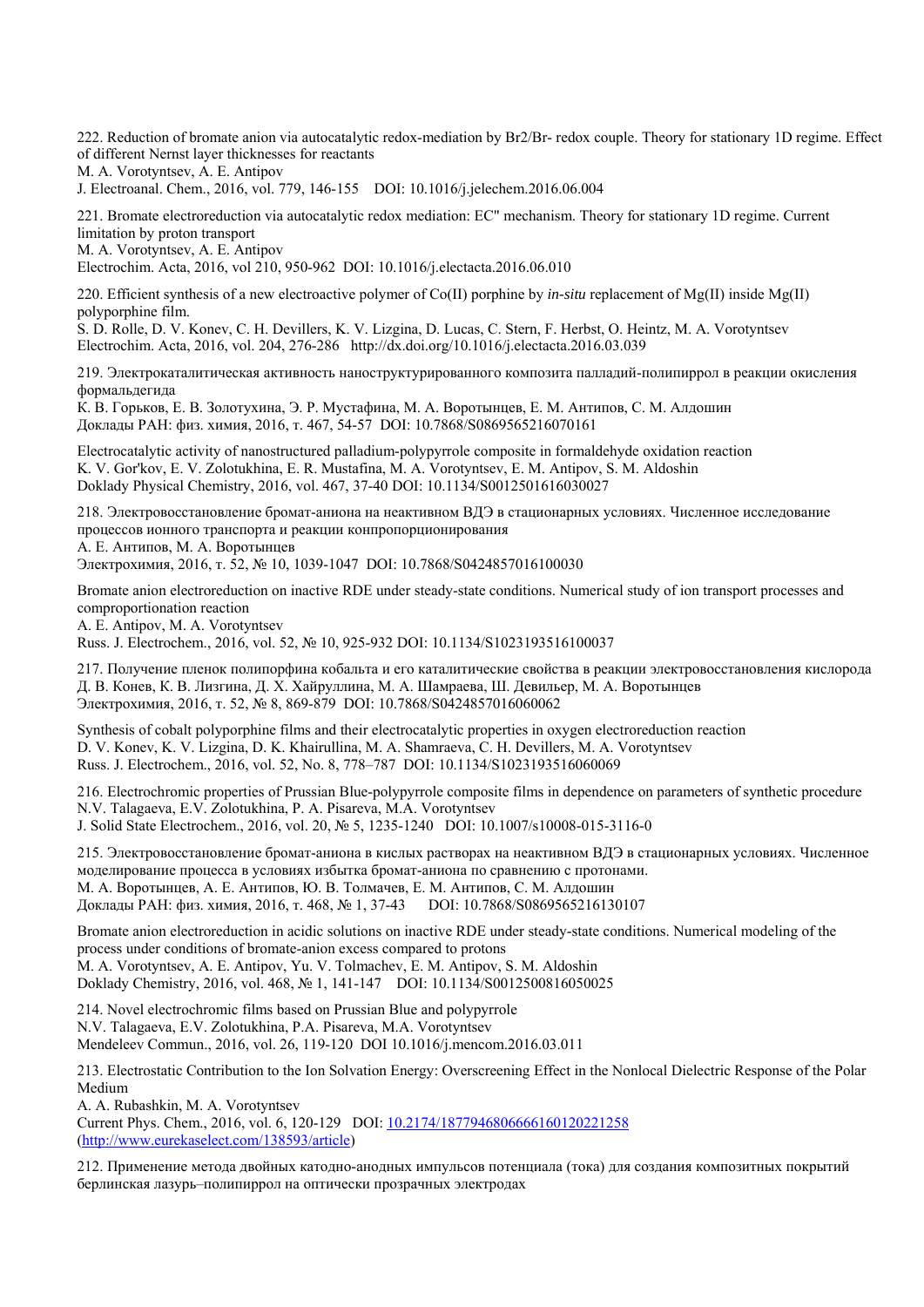222. Reduction of bromate anion via autocatalytic redox-mediation by $Br_2/Br^-$ redox couple. Theory for stationary 1D regime. Effect of different Nernst layer thicknesses for reactants
M. A. Vorotyntsev, A. E. Antipov
J. Electroanal. Chem., 2016, vol. 779, 146-155 DOI: 10.1016/j.jelechem.2016.06.004

221. Bromate electroreduction via autocatalytic redox mediation: EC'' mechanism. Theory for stationary 1D regime. Current limitation by proton transport
M. A. Vorotyntsev, A. E. Antipov
Electrochim. Acta, 2016, vol 210, 950-962 DOI: 10.1016/j.electacta.2016.06.010

220. Efficient synthesis of a new electroactive polymer of Co(II) porphine by *in-situ* replacement of Mg(II) inside Mg(II) polyporphine film.
S. D. Rolle, D. V. Konev, C. H. Devillers, K. V. Lizgina, D. Lucas, C. Stern, F. Herbst, O. Heintz, M. A. Vorotyntsev
Electrochim. Acta, 2016, vol. 204, 276-286 http://dx.doi.org/10.1016/j.electacta.2016.03.039

219. Электрокаталитическая активность наноструктурированного композита палладий-полипиррол в реакции окисления формальдегида
К. В. Горьков, Е. В. Золотухина, Э. Р. Мустафина, М. А. Воротынцев, Е. М. Антипов, С. М. Алдошин
Доклады РАН: физ. химия, 2016, т. 467, 54-57 DOI: 10.7868/S0869565216070161

Electrocatalytic activity of nanostructured palladium-polypyrrole composite in formaldehyde oxidation reaction
K. V. Gor'kov, E. V. Zolotukhina, E. R. Mustafina, M. A. Vorotyntsev, E. M. Antipov, S. M. Aldoshin
Doklady Physical Chemistry, 2016, vol. 467, 37-40 DOI: 10.1134/S0012501616030027

218. Электровосстановление бромат-аниона на неактивном ВДЭ в стационарных условиях. Численное исследование процессов ионного транспорта и реакции конпропорционирования
А. Е. Антипов, М. А. Воротынцев
Электрохимия, 2016, т. 52, № 10, 1039-1047 DOI: 10.7868/S0424857016100030

Bromate anion electroreduction on inactive RDE under steady-state conditions. Numerical study of ion transport processes and comproportionation reaction
A. E. Antipov, M. A. Vorotyntsev
Russ. J. Electrochem., 2016, vol. 52, № 10, 925-932 DOI: 10.1134/S1023193516100037

217. Получение пленок полипорфина кобальта и его каталитические свойства в реакции электровосстановления кислорода
Д. В. Конев, К. В. Лизгина, Д. Х. Хайруллина, М. А. Шамраева, Ш. Девильер, М. А. Воротынцев
Электрохимия, 2016, т. 52, № 8, 869-879 DOI: 10.7868/S0424857016060062

Synthesis of cobalt polyporphine films and their electrocatalytic properties in oxygen electroreduction reaction
D. V. Konev, K. V. Lizgina, D. K. Khairullina, M. A. Shamraeva, C. H. Devillers, M. A. Vorotyntsev
Russ. J. Electrochem., 2016, vol. 52, No. 8, 778–787 DOI: 10.1134/S1023193516060069

216. Electrochromic properties of Prussian Blue-polypyrrole composite films in dependence on parameters of synthetic procedure
N.V. Talagaeva, E.V. Zolotukhina, P. A. Pisareva, M.A. Vorotyntsev
J. Solid State Electrochem., 2016, vol. 20, № 5, 1235-1240 DOI: 10.1007/s10008-015-3116-0

215. Электровосстановление бромат-аниона в кислых растворах на неактивном ВДЭ в стационарных условиях. Численное моделирование процесса в условиях избытка бромат-аниона по сравнению с протонами.
М. А. Воротынцев, А. Е. Антипов, Ю. В. Толмачев, Е. М. Антипов, С. М. Алдошин
Доклады РАН: физ. химия, 2016, т. 468, № 1, 37-43 DOI: 10.7868/S0869565216130107

Bromate anion electroreduction in acidic solutions on inactive RDE under steady-state conditions. Numerical modeling of the process under conditions of bromate-anion excess compared to protons
M. A. Vorotyntsev, A. E. Antipov, Yu. V. Tolmachev, E. M. Antipov, S. M. Aldoshin
Doklady Chemistry, 2016, vol. 468, № 1, 141-147 DOI: 10.1134/S0012500816050025

214. Novel electrochromic films based on Prussian Blue and polypyrrole
N.V. Talagaeva, E.V. Zolotukhina, P.A. Pisareva, M.A. Vorotyntsev
Mendeleev Commun., 2016, vol. 26, 119-120 DOI 10.1016/j.mencom.2016.03.011

213. Electrostatic Contribution to the Ion Solvation Energy: Overscreening Effect in the Nonlocal Dielectric Response of the Polar Medium
A. A. Rubashkin, M. A. Vorotyntsev
Current Phys. Chem., 2016, vol. 6, 120-129 DOI: [10.2174/1877946806666160120221258](10.2174/1877946806666160120221258)
([http://www.eurekaselect.com/138593/article](http://www.eurekaselect.com/138593/article))

212. Применение метода двойных катодно-анодных импульсов потенциала (тока) для создания композитных покрытий берлинская лазурь–полипиррол на оптически прозрачных электродах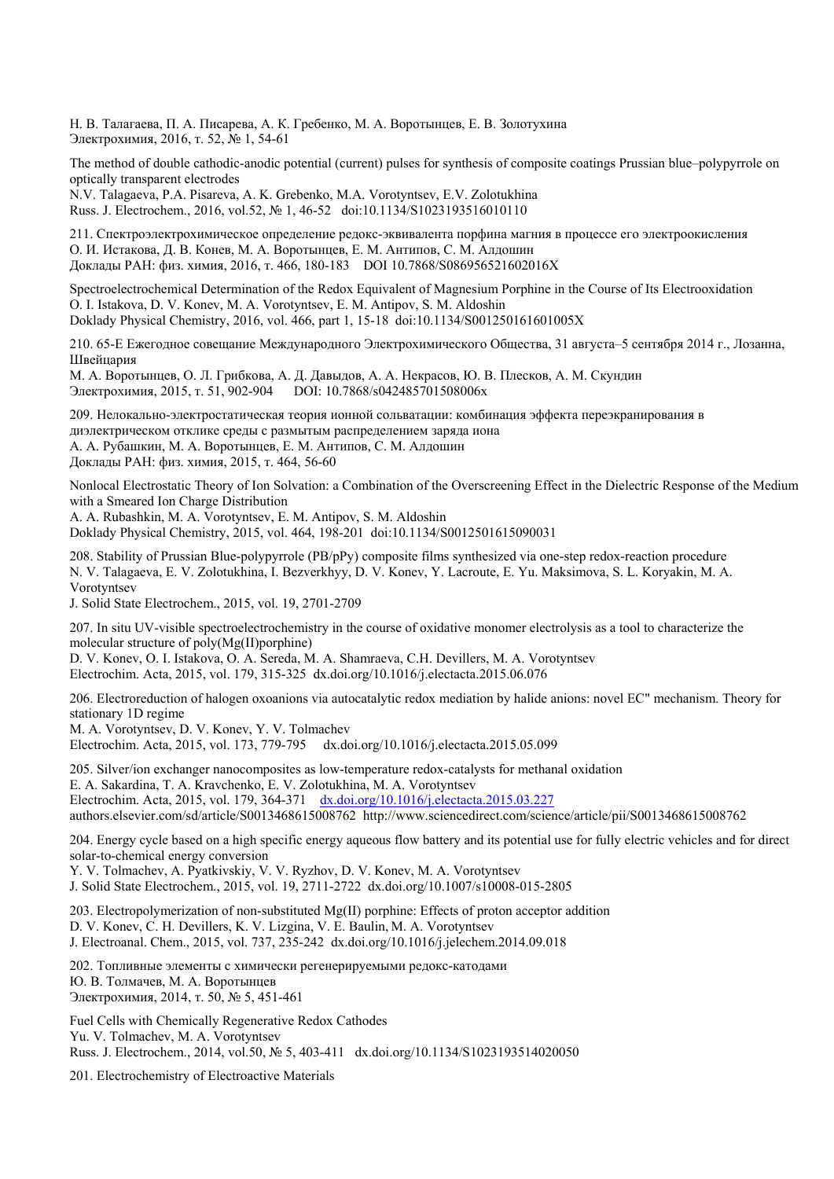Н. В. Талагаева, П. А. Писарева, А. К. Гребенко, М. А. Воротынцев, Е. В. Золотухина
Электрохимия, 2016, т. 52, № 1, 54-61

The method of double cathodic-anodic potential (current) pulses for synthesis of composite coatings Prussian blue–polypyrrole on optically transparent electrodes
N.V. Talagaeva, P.A. Pisareva, A. K. Grebenko, M.A. Vorotyntsev, E.V. Zolotukhina
Russ. J. Electrochem., 2016, vol.52, № 1, 46-52 doi:10.1134/S1023193516010110

211. Спектроэлектрохимическое определение редокс-эквивалента порфина магния в процессе его электроокисления
О. И. Истакова, Д. В. Конев, М. А. Воротынцев, Е. М. Антипов, С. М. Алдошин
Доклады РАН: физ. химия, 2016, т. 466, 180-183 DOI 10.7868/S086956521602016X

Spectroelectrochemical Determination of the Redox Equivalent of Magnesium Porphine in the Course of Its Electrooxidation
O. I. Istakova, D. V. Konev, M. A. Vorotyntsev, E. M. Antipov, S. M. Aldoshin
Doklady Physical Chemistry, 2016, vol. 466, part 1, 15-18 doi:10.1134/S001250161601005X

210. 65-Е Ежегодное совещание Международного Электрохимического Общества, 31 августа–5 сентября 2014 г., Лозанна, Швейцария
М. А. Воротынцев, О. Л. Грибкова, А. Д. Давыдов, А. А. Некрасов, Ю. В. Плесков, А. М. Скундин
Электрохимия, 2015, т. 51, 902-904 DOI: 10.7868/s042485701508006x

209. Нелокально-электростатическая теория ионной сольватации: комбинация эффекта переэкранирования в диэлектрическом отклике среды с размытым распределением заряда иона
А. А. Рубашкин, М. А. Воротынцев, Е. М. Антипов, С. М. Алдошин
Доклады РАН: физ. химия, 2015, т. 464, 56-60

Nonlocal Electrostatic Theory of Ion Solvation: a Combination of the Overscreening Effect in the Dielectric Response of the Medium with a Smeared Ion Charge Distribution
A. A. Rubashkin, M. A. Vorotyntsev, E. M. Antipov, S. M. Aldoshin
Doklady Physical Chemistry, 2015, vol. 464, 198-201 doi:10.1134/S0012501615090031

208. Stability of Prussian Blue-polypyrrole (PB/pPy) composite films synthesized via one-step redox-reaction procedure
N. V. Talagaeva, E. V. Zolotukhina, I. Bezverkhyy, D. V. Konev, Y. Lacroute, E. Yu. Maksimova, S. L. Koryakin, M. A. Vorotyntsev
J. Solid State Electrochem., 2015, vol. 19, 2701-2709

207. In situ UV-visible spectroelectrochemistry in the course of oxidative monomer electrolysis as a tool to characterize the molecular structure of poly(Mg(II)porphine)
D. V. Konev, O. I. Istakova, O. A. Sereda, M. A. Shamraeva, C.H. Devillers, M. A. Vorotyntsev
Electrochim. Acta, 2015, vol. 179, 315-325 dx.doi.org/10.1016/j.electacta.2015.06.076

206. Electroreduction of halogen oxoanions via autocatalytic redox mediation by halide anions: novel EC" mechanism. Theory for stationary 1D regime
M. A. Vorotyntsev, D. V. Konev, Y. V. Tolmachev
Electrochim. Acta, 2015, vol. 173, 779-795 dx.doi.org/10.1016/j.electacta.2015.05.099

205. Silver/ion exchanger nanocomposites as low-temperature redox-catalysts for methanal oxidation
E. A. Sakardina, T. A. Kravchenko, E. V. Zolotukhina, M. A. Vorotyntsev
Electrochim. Acta, 2015, vol. 179, 364-371 dx.doi.org/10.1016/j.electacta.2015.03.227
authors.elsevier.com/sd/article/S0013468615008762 http://www.sciencedirect.com/science/article/pii/S0013468615008762

204. Energy cycle based on a high specific energy aqueous flow battery and its potential use for fully electric vehicles and for direct solar-to-chemical energy conversion
Y. V. Tolmachev, A. Pyatkivskiy, V. V. Ryzhov, D. V. Konev, M. A. Vorotyntsev
J. Solid State Electrochem., 2015, vol. 19, 2711-2722 dx.doi.org/10.1007/s10008-015-2805

203. Electropolymerization of non-substituted Mg(II) porphine: Effects of proton acceptor addition
D. V. Konev, C. H. Devillers, K. V. Lizgina, V. E. Baulin, M. A. Vorotyntsev
J. Electroanal. Chem., 2015, vol. 737, 235-242 dx.doi.org/10.1016/j.jelechem.2014.09.018

202. Топливные элементы с химически регенерируемыми редокс-катодами
Ю. В. Толмачев, М. А. Воротынцев
Электрохимия, 2014, т. 50, № 5, 451-461

Fuel Cells with Chemically Regenerative Redox Cathodes
Yu. V. Tolmachev, M. A. Vorotyntsev
Russ. J. Electrochem., 2014, vol.50, № 5, 403-411 dx.doi.org/10.1134/S1023193514020050

201. Electrochemistry of Electroactive Materials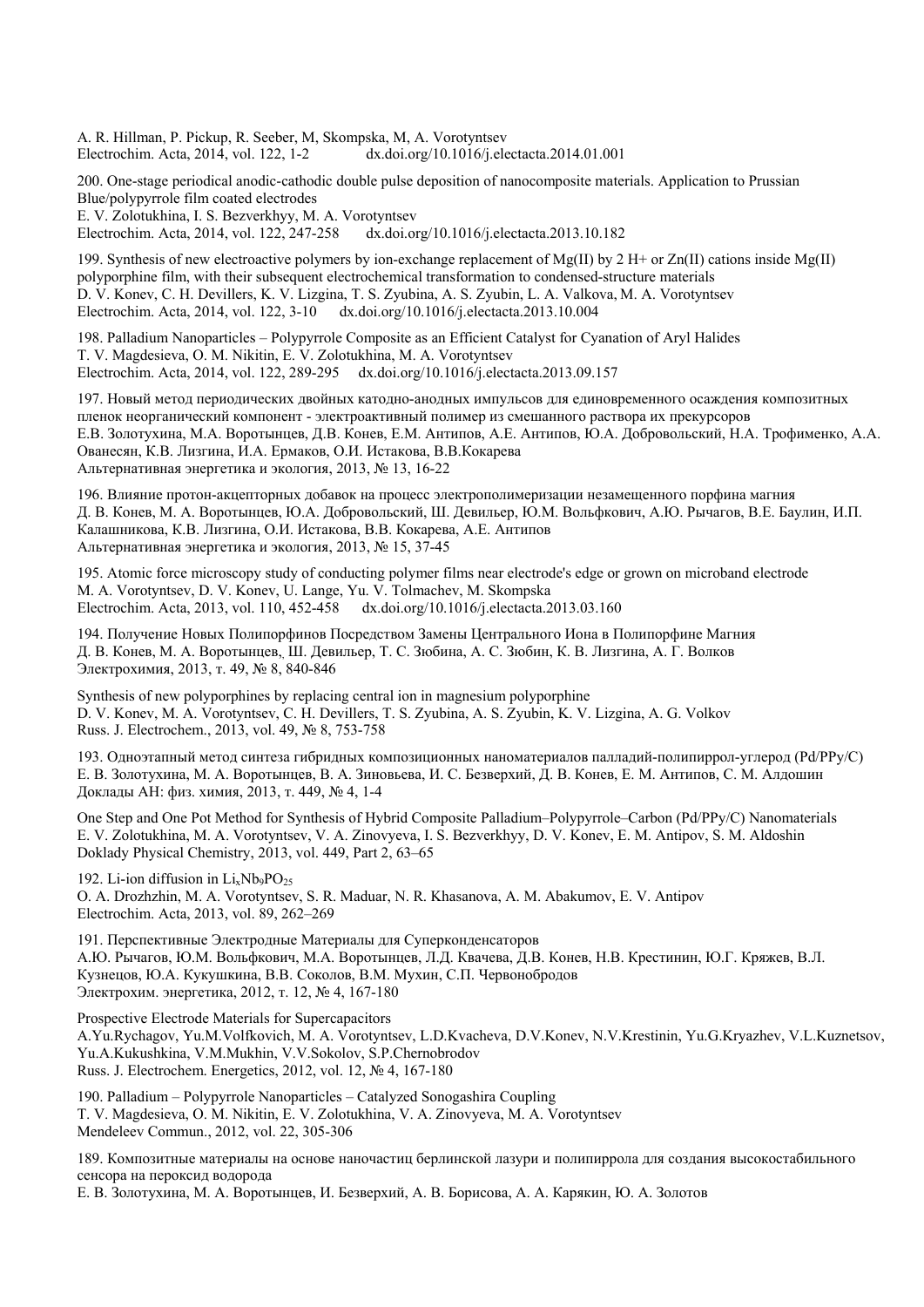A. R. Hillman, P. Pickup, R. Seeber, M, Skompska, M, A. Vorotyntsev
Electrochim. Acta, 2014, vol. 122, 1-2 dx.doi.org/10.1016/j.electacta.2014.01.001

200. One-stage periodical anodic-cathodic double pulse deposition of nanocomposite materials. Application to Prussian Blue/polypyrrole film coated electrodes
E. V. Zolotukhina, I. S. Bezverkhyy, M. A. Vorotyntsev
Electrochim. Acta, 2014, vol. 122, 247-258 dx.doi.org/10.1016/j.electacta.2013.10.182

199. Synthesis of new electroactive polymers by ion-exchange replacement of Mg(II) by 2 H+ or Zn(II) cations inside Mg(II) polyporphine film, with their subsequent electrochemical transformation to condensed-structure materials
D. V. Konev, C. H. Devillers, K. V. Lizgina, T. S. Zyubina, A. S. Zyubin, L. A. Valkova, M. A. Vorotyntsev
Electrochim. Acta, 2014, vol. 122, 3-10 dx.doi.org/10.1016/j.electacta.2013.10.004

198. Palladium Nanoparticles – Polypyrrole Composite as an Efficient Catalyst for Cyanation of Aryl Halides
T. V. Magdesieva, O. M. Nikitin, E. V. Zolotukhina, M. A. Vorotyntsev
Electrochim. Acta, 2014, vol. 122, 289-295 dx.doi.org/10.1016/j.electacta.2013.09.157

197. Новый метод периодических двойных катодно-анодных импульсов для единовременного осаждения композитных пленок неорганический компонент - электроактивный полимер из смешанного раствора их прекурсоров
Е.В. Золотухина, М.А. Воротынцев, Д.В. Конев, Е.М. Антипов, А.Е. Антипов, Ю.А. Добровольский, Н.А. Трофименко, А.А. Ованесян, К.В. Лизгина, И.А. Ермаков, О.И. Истакова, В.В.Кокарева
Альтернативная энергетика и экология, 2013, № 13, 16-22

196. Влияние протон-акцепторных добавок на процесс электрополимеризации незамещенного порфина магния
Д. В. Конев, М. А. Воротынцев, Ю.А. Добровольский, Ш. Девильер, Ю.М. Вольфкович, А.Ю. Рычагов, В.Е. Баулин, И.П. Калашникова, К.В. Лизгина, О.И. Истакова, В.В. Кокарева, А.Е. Антипов
Альтернативная энергетика и экология, 2013, № 15, 37-45

195. Atomic force microscopy study of conducting polymer films near electrode's edge or grown on microband electrode
M. A. Vorotyntsev, D. V. Konev, U. Lange, Yu. V. Tolmachev, M. Skompska
Electrochim. Acta, 2013, vol. 110, 452-458 dx.doi.org/10.1016/j.electacta.2013.03.160

194. Получение Новых Полипорфинов Посредством Замены Центрального Иона в Полипорфине Магния
Д. В. Конев, М. А. Воротынцев, Ш. Девильер, Т. С. Зюбина, А. С. Зюбин, К. В. Лизгина, А. Г. Волков
Электрохимия, 2013, т. 49, № 8, 840-846

Synthesis of new polyporphines by replacing central ion in magnesium polyporphine
D. V. Konev, M. A. Vorotyntsev, C. H. Devillers, T. S. Zyubina, A. S. Zyubin, K. V. Lizgina, A. G. Volkov
Russ. J. Electrochem., 2013, vol. 49, № 8, 753-758

193. Одноэтапный метод синтеза гибридных композиционных наноматериалов палладий-полипиррол-углерод (Pd/PPy/C)
Е. В. Золотухина, М. А. Воротынцев, В. А. Зиновьева, И. С. Безверхий, Д. В. Конев, Е. М. Антипов, С. М. Алдошин
Доклады АН: физ. химия, 2013, т. 449, № 4, 1-4

One Step and One Pot Method for Synthesis of Hybrid Composite Palladium–Polypyrrole–Carbon (Pd/PPy/C) Nanomaterials
E. V. Zolotukhina, M. A. Vorotyntsev, V. A. Zinovyeva, I. S. Bezverkhyy, D. V. Konev, E. M. Antipov, S. M. Aldoshin
Doklady Physical Chemistry, 2013, vol. 449, Part 2, 63–65

192. Li-ion diffusion in $Li_xNb_9PO_{25}$
O. A. Drozhzhin, M. A. Vorotyntsev, S. R. Maduar, N. R. Khasanova, A. M. Abakumov, E. V. Antipov
Electrochim. Acta, 2013, vol. 89, 262–269

191. Перспективные Электродные Материалы для Суперконденсаторов
А.Ю. Рычагов, Ю.М. Вольфкович, М.А. Воротынцев, Л.Д. Квачева, Д.В. Конев, Н.В. Крестинин, Ю.Г. Кряжев, В.Л. Кузнецов, Ю.А. Кукушкина, В.В. Соколов, В.М. Мухин, С.П. Червонобродов
Электрохим. энергетика, 2012, т. 12, № 4, 167-180

Prospective Electrode Materials for Supercapacitors
A.Yu.Rychagov, Yu.M.Volfkovich, M. A. Vorotyntsev, L.D.Kvacheva, D.V.Konev, N.V.Krestinin, Yu.G.Kryazhev, V.L.Kuznetsov, Yu.A.Kukushkina, V.M.Mukhin, V.V.Sokolov, S.P.Chernobrodov
Russ. J. Electrochem. Energetics, 2012, vol. 12, № 4, 167-180

190. Palladium – Polypyrrole Nanoparticles – Catalyzed Sonogashira Coupling
T. V. Magdesieva, O. M. Nikitin, E. V. Zolotukhina, V. A. Zinovyeva, M. A. Vorotyntsev
Mendeleev Commun., 2012, vol. 22, 305-306

189. Композитные материалы на основе наночастиц берлинской лазури и полипиррола для создания высокостабильного сенсора на пероксид водорода
Е. В. Золотухина, М. А. Воротынцев, И. Безверхий, А. В. Борисова, А. А. Карякин, Ю. А. Золотов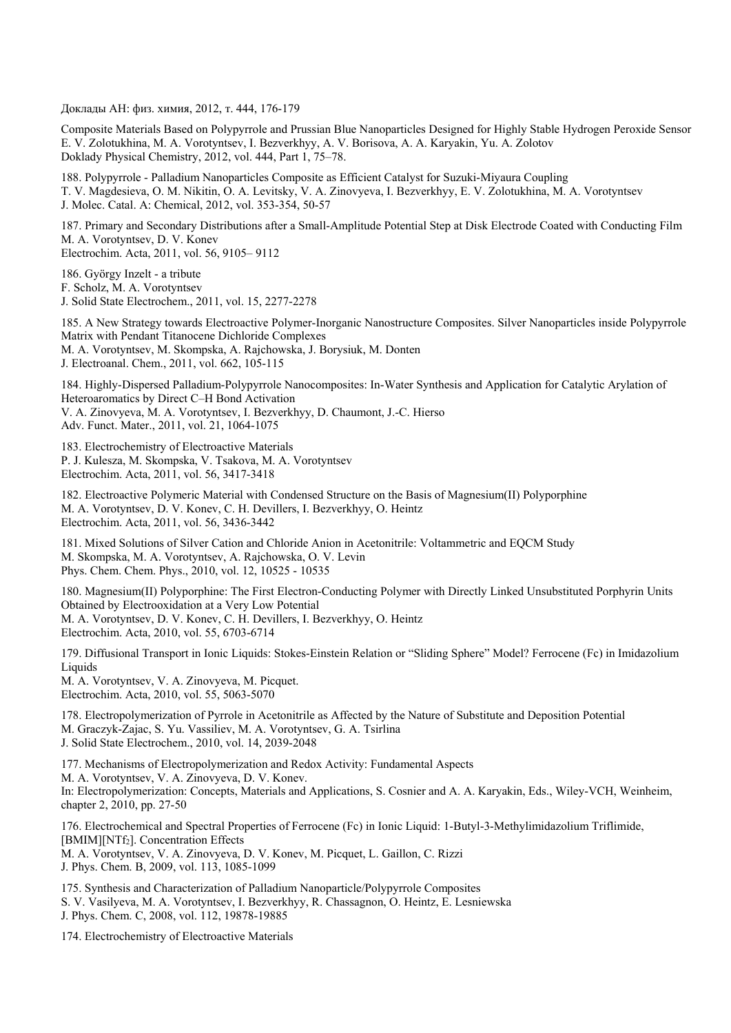Доклады АН: физ. химия, 2012, т. 444, 176-179

Composite Materials Based on Polypyrrole and Prussian Blue Nanoparticles Designed for Highly Stable Hydrogen Peroxide Sensor
E. V. Zolotukhina, M. A. Vorotyntsev, I. Bezverkhyy, A. V. Borisova, A. A. Karyakin, Yu. A. Zolotov
Doklady Physical Chemistry, 2012, vol. 444, Part 1, 75–78.

188. Polypyrrole - Palladium Nanoparticles Composite as Efficient Catalyst for Suzuki-Miyaura Coupling
T. V. Magdesieva, O. M. Nikitin, O. A. Levitsky, V. A. Zinovyeva, I. Bezverkhyy, E. V. Zolotukhina, M. A. Vorotyntsev
J. Molec. Catal. A: Chemical, 2012, vol. 353-354, 50-57

187. Primary and Secondary Distributions after a Small-Amplitude Potential Step at Disk Electrode Coated with Conducting Film
M. A. Vorotyntsev, D. V. Konev
Electrochim. Acta, 2011, vol. 56, 9105– 9112

186. György Inzelt - a tribute
F. Scholz, M. A. Vorotyntsev
J. Solid State Electrochem., 2011, vol. 15, 2277-2278

185. A New Strategy towards Electroactive Polymer-Inorganic Nanostructure Composites. Silver Nanoparticles inside Polypyrrole Matrix with Pendant Titanocene Dichloride Complexes
M. A. Vorotyntsev, M. Skompska, A. Rajchowska, J. Borysiuk, M. Donten
J. Electroanal. Chem., 2011, vol. 662, 105-115

184. Highly-Dispersed Palladium-Polypyrrole Nanocomposites: In-Water Synthesis and Application for Catalytic Arylation of Heteroaromatics by Direct C–H Bond Activation
V. A. Zinovyeva, M. A. Vorotyntsev, I. Bezverkhyy, D. Chaumont, J.-C. Hierso
Adv. Funct. Mater., 2011, vol. 21, 1064-1075

183. Electrochemistry of Electroactive Materials
P. J. Kulesza, M. Skompska, V. Tsakova, M. A. Vorotyntsev
Electrochim. Acta, 2011, vol. 56, 3417-3418

182. Electroactive Polymeric Material with Condensed Structure on the Basis of Magnesium(II) Polyporphine
M. A. Vorotyntsev, D. V. Konev, C. H. Devillers, I. Bezverkhyy, O. Heintz
Electrochim. Acta, 2011, vol. 56, 3436-3442

181. Mixed Solutions of Silver Cation and Chloride Anion in Acetonitrile: Voltammetric and EQCM Study
M. Skompska, M. A. Vorotyntsev, A. Rajchowska, O. V. Levin
Phys. Chem. Chem. Phys., 2010, vol. 12, 10525 - 10535

180. Magnesium(II) Polyporphine: The First Electron-Conducting Polymer with Directly Linked Unsubstituted Porphyrin Units Obtained by Electrooxidation at a Very Low Potential
M. A. Vorotyntsev, D. V. Konev, C. H. Devillers, I. Bezverkhyy, O. Heintz
Electrochim. Acta, 2010, vol. 55, 6703-6714

179. Diffusional Transport in Ionic Liquids: Stokes-Einstein Relation or "Sliding Sphere" Model? Ferrocene (Fc) in Imidazolium Liquids
M. A. Vorotyntsev, V. A. Zinovyeva, M. Picquet.
Electrochim. Acta, 2010, vol. 55, 5063-5070

178. Electropolymerization of Pyrrole in Acetonitrile as Affected by the Nature of Substitute and Deposition Potential
M. Graczyk-Zajac, S. Yu. Vassiliev, M. A. Vorotyntsev, G. A. Tsirlina
J. Solid State Electrochem., 2010, vol. 14, 2039-2048

177. Mechanisms of Electropolymerization and Redox Activity: Fundamental Aspects
M. A. Vorotyntsev, V. A. Zinovyeva, D. V. Konev.
In: Electropolymerization: Concepts, Materials and Applications, S. Cosnier and A. A. Karyakin, Eds., Wiley-VCH, Weinheim, chapter 2, 2010, pp. 27-50

176. Electrochemical and Spectral Properties of Ferrocene (Fc) in Ionic Liquid: 1-Butyl-3-Methylimidazolium Triflimide, [BMIM][$NTf_2$]. Concentration Effects
M. A. Vorotyntsev, V. A. Zinovyeva, D. V. Konev, M. Picquet, L. Gaillon, C. Rizzi
J. Phys. Chem. B, 2009, vol. 113, 1085-1099

175. Synthesis and Characterization of Palladium Nanoparticle/Polypyrrole Composites
S. V. Vasilyeva, M. A. Vorotyntsev, I. Bezverkhyy, R. Chassagnon, O. Heintz, E. Lesniewska
J. Phys. Chem. C, 2008, vol. 112, 19878-19885

174. Electrochemistry of Electroactive Materials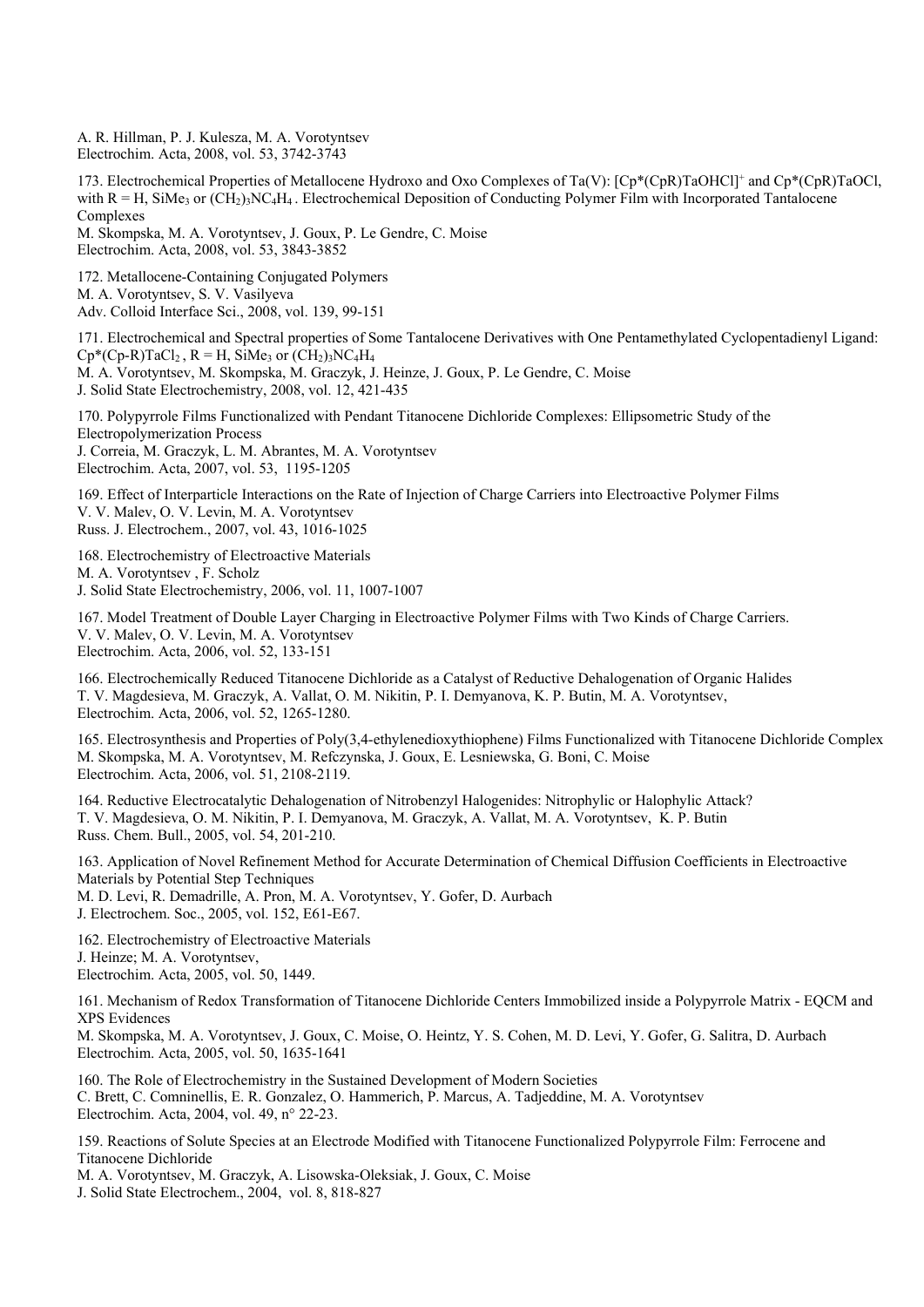A. R. Hillman, P. J. Kulesza, M. A. Vorotyntsev
Electrochim. Acta, 2008, vol. 53, 3742-3743

173. Electrochemical Properties of Metallocene Hydroxo and Oxo Complexes of Ta(V): $[Cp^*(CpR)TaOHCl]^+$ and $Cp^*(CpR)TaOCl$, with R = H, $SiMe_3$ or $(CH_2)_3NC_4H_4$ . Electrochemical Deposition of Conducting Polymer Film with Incorporated Tantalocene Complexes
M. Skompska, M. A. Vorotyntsev, J. Goux, P. Le Gendre, C. Moise
Electrochim. Acta, 2008, vol. 53, 3843-3852

172. Metallocene-Containing Conjugated Polymers
M. A. Vorotyntsev, S. V. Vasilyeva
Adv. Colloid Interface Sci., 2008, vol. 139, 99-151

171. Electrochemical and Spectral properties of Some Tantalocene Derivatives with One Pentamethylated Cyclopentadienyl Ligand: $Cp^*(Cp\text{-}R)TaCl_2$ , R = H, $SiMe_3$ or $(CH_2)_3NC_4H_4$
M. A. Vorotyntsev, M. Skompska, M. Graczyk, J. Heinze, J. Goux, P. Le Gendre, C. Moise
J. Solid State Electrochemistry, 2008, vol. 12, 421-435

170. Polypyrrole Films Functionalized with Pendant Titanocene Dichloride Complexes: Ellipsometric Study of the Electropolymerization Process
J. Correia, M. Graczyk, L. M. Abrantes, M. A. Vorotyntsev
Electrochim. Acta, 2007, vol. 53, 1195-1205

169. Effect of Interparticle Interactions on the Rate of Injection of Charge Carriers into Electroactive Polymer Films
V. V. Malev, O. V. Levin, M. A. Vorotyntsev
Russ. J. Electrochem., 2007, vol. 43, 1016-1025

168. Electrochemistry of Electroactive Materials
M. A. Vorotyntsev , F. Scholz
J. Solid State Electrochemistry, 2006, vol. 11, 1007-1007

167. Model Treatment of Double Layer Charging in Electroactive Polymer Films with Two Kinds of Charge Carriers.
V. V. Malev, O. V. Levin, M. A. Vorotyntsev
Electrochim. Acta, 2006, vol. 52, 133-151

166. Electrochemically Reduced Titanocene Dichloride as a Catalyst of Reductive Dehalogenation of Organic Halides
T. V. Magdesieva, M. Graczyk, A. Vallat, O. M. Nikitin, P. I. Demyanova, K. P. Butin, M. A. Vorotyntsev,
Electrochim. Acta, 2006, vol. 52, 1265-1280.

165. Electrosynthesis and Properties of Poly(3,4-ethylenedioxythiophene) Films Functionalized with Titanocene Dichloride Complex
M. Skompska, M. A. Vorotyntsev, M. Refczynska, J. Goux, E. Lesniewska, G. Boni, C. Moise
Electrochim. Acta, 2006, vol. 51, 2108-2119.

164. Reductive Electrocatalytic Dehalogenation of Nitrobenzyl Halogenides: Nitrophylic or Halophylic Attack?
T. V. Magdesieva, O. M. Nikitin, P. I. Demyanova, M. Graczyk, A. Vallat, M. A. Vorotyntsev, K. P. Butin
Russ. Chem. Bull., 2005, vol. 54, 201-210.

163. Application of Novel Refinement Method for Accurate Determination of Chemical Diffusion Coefficients in Electroactive Materials by Potential Step Techniques
M. D. Levi, R. Demadrille, A. Pron, M. A. Vorotyntsev, Y. Gofer, D. Aurbach
J. Electrochem. Soc., 2005, vol. 152, E61-E67.

162. Electrochemistry of Electroactive Materials
J. Heinze; M. A. Vorotyntsev,
Electrochim. Acta, 2005, vol. 50, 1449.

161. Mechanism of Redox Transformation of Titanocene Dichloride Centers Immobilized inside a Polypyrrole Matrix - EQCM and XPS Evidences
M. Skompska, M. A. Vorotyntsev, J. Goux, C. Moise, O. Heintz, Y. S. Cohen, M. D. Levi, Y. Gofer, G. Salitra, D. Aurbach
Electrochim. Acta, 2005, vol. 50, 1635-1641

160. The Role of Electrochemistry in the Sustained Development of Modern Societies
C. Brett, C. Comninellis, E. R. Gonzalez, O. Hammerich, P. Marcus, A. Tadjeddine, M. A. Vorotyntsev
Electrochim. Acta, 2004, vol. 49, n° 22-23.

159. Reactions of Solute Species at an Electrode Modified with Titanocene Functionalized Polypyrrole Film: Ferrocene and Titanocene Dichloride
M. A. Vorotyntsev, M. Graczyk, A. Lisowska-Oleksiak, J. Goux, C. Moise
J. Solid State Electrochem., 2004, vol. 8, 818-827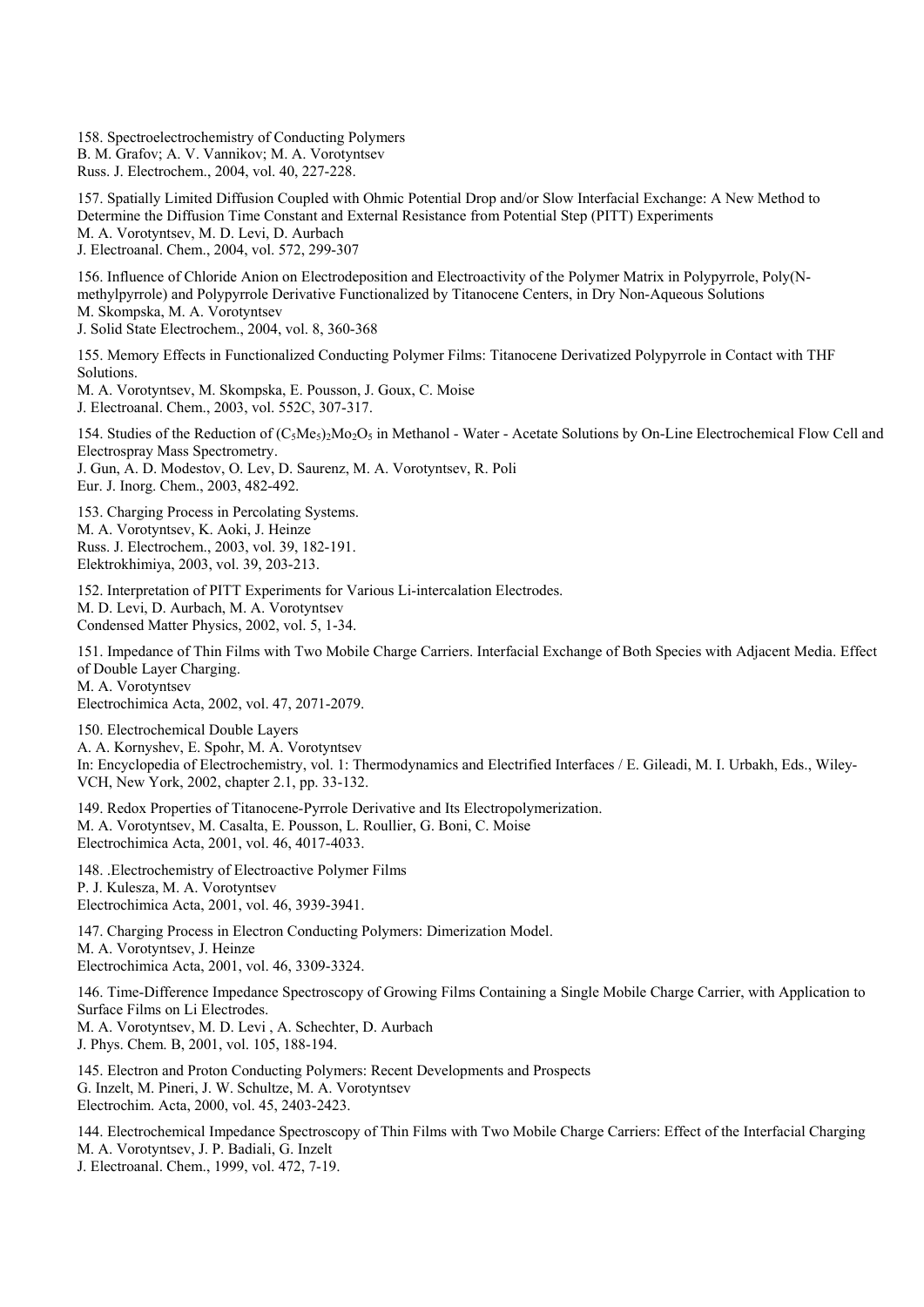158. Spectroelectrochemistry of Conducting Polymers
B. M. Grafov; A. V. Vannikov; M. A. Vorotyntsev
Russ. J. Electrochem., 2004, vol. 40, 227-228.

157. Spatially Limited Diffusion Coupled with Ohmic Potential Drop and/or Slow Interfacial Exchange: A New Method to Determine the Diffusion Time Constant and External Resistance from Potential Step (PITT) Experiments
M. A. Vorotyntsev, M. D. Levi, D. Aurbach
J. Electroanal. Chem., 2004, vol. 572, 299-307

156. Influence of Chloride Anion on Electrodeposition and Electroactivity of the Polymer Matrix in Polypyrrole, Poly(N-methylpyrrole) and Polypyrrole Derivative Functionalized by Titanocene Centers, in Dry Non-Aqueous Solutions
M. Skompska, M. A. Vorotyntsev
J. Solid State Electrochem., 2004, vol. 8, 360-368

155. Memory Effects in Functionalized Conducting Polymer Films: Titanocene Derivatized Polypyrrole in Contact with THF Solutions.
M. A. Vorotyntsev, M. Skompska, E. Pousson, J. Goux, C. Moise
J. Electroanal. Chem., 2003, vol. 552C, 307-317.

154. Studies of the Reduction of $(C_5Me_5)_2Mo_2O_5$ in Methanol - Water - Acetate Solutions by On-Line Electrochemical Flow Cell and Electrospray Mass Spectrometry.
J. Gun, A. D. Modestov, O. Lev, D. Saurenz, M. A. Vorotyntsev, R. Poli
Eur. J. Inorg. Chem., 2003, 482-492.

153. Charging Process in Percolating Systems.
M. A. Vorotyntsev, K. Aoki, J. Heinze
Russ. J. Electrochem., 2003, vol. 39, 182-191.
Elektrokhimiya, 2003, vol. 39, 203-213.

152. Interpretation of PITT Experiments for Various Li-intercalation Electrodes.
M. D. Levi, D. Aurbach, M. A. Vorotyntsev
Condensed Matter Physics, 2002, vol. 5, 1-34.

151. Impedance of Thin Films with Two Mobile Charge Carriers. Interfacial Exchange of Both Species with Adjacent Media. Effect of Double Layer Charging.
M. A. Vorotyntsev
Electrochimica Acta, 2002, vol. 47, 2071-2079.

150. Electrochemical Double Layers
A. A. Kornyshev, E. Spohr, M. A. Vorotyntsev
In: Encyclopedia of Electrochemistry, vol. 1: Thermodynamics and Electrified Interfaces / E. Gileadi, M. I. Urbakh, Eds., Wiley-VCH, New York, 2002, chapter 2.1, pp. 33-132.

149. Redox Properties of Titanocene-Pyrrole Derivative and Its Electropolymerization.
M. A. Vorotyntsev, M. Casalta, E. Pousson, L. Roullier, G. Boni, C. Moise
Electrochimica Acta, 2001, vol. 46, 4017-4033.

148. .Electrochemistry of Electroactive Polymer Films
P. J. Kulesza, M. A. Vorotyntsev
Electrochimica Acta, 2001, vol. 46, 3939-3941.

147. Charging Process in Electron Conducting Polymers: Dimerization Model.
M. A. Vorotyntsev, J. Heinze
Electrochimica Acta, 2001, vol. 46, 3309-3324.

146. Time-Difference Impedance Spectroscopy of Growing Films Containing a Single Mobile Charge Carrier, with Application to Surface Films on Li Electrodes.
M. A. Vorotyntsev, M. D. Levi , A. Schechter, D. Aurbach
J. Phys. Chem. B, 2001, vol. 105, 188-194.

145. Electron and Proton Conducting Polymers: Recent Developments and Prospects
G. Inzelt, M. Pineri, J. W. Schultze, M. A. Vorotyntsev
Electrochim. Acta, 2000, vol. 45, 2403-2423.

144. Electrochemical Impedance Spectroscopy of Thin Films with Two Mobile Charge Carriers: Effect of the Interfacial Charging
M. A. Vorotyntsev, J. P. Badiali, G. Inzelt
J. Electroanal. Chem., 1999, vol. 472, 7-19.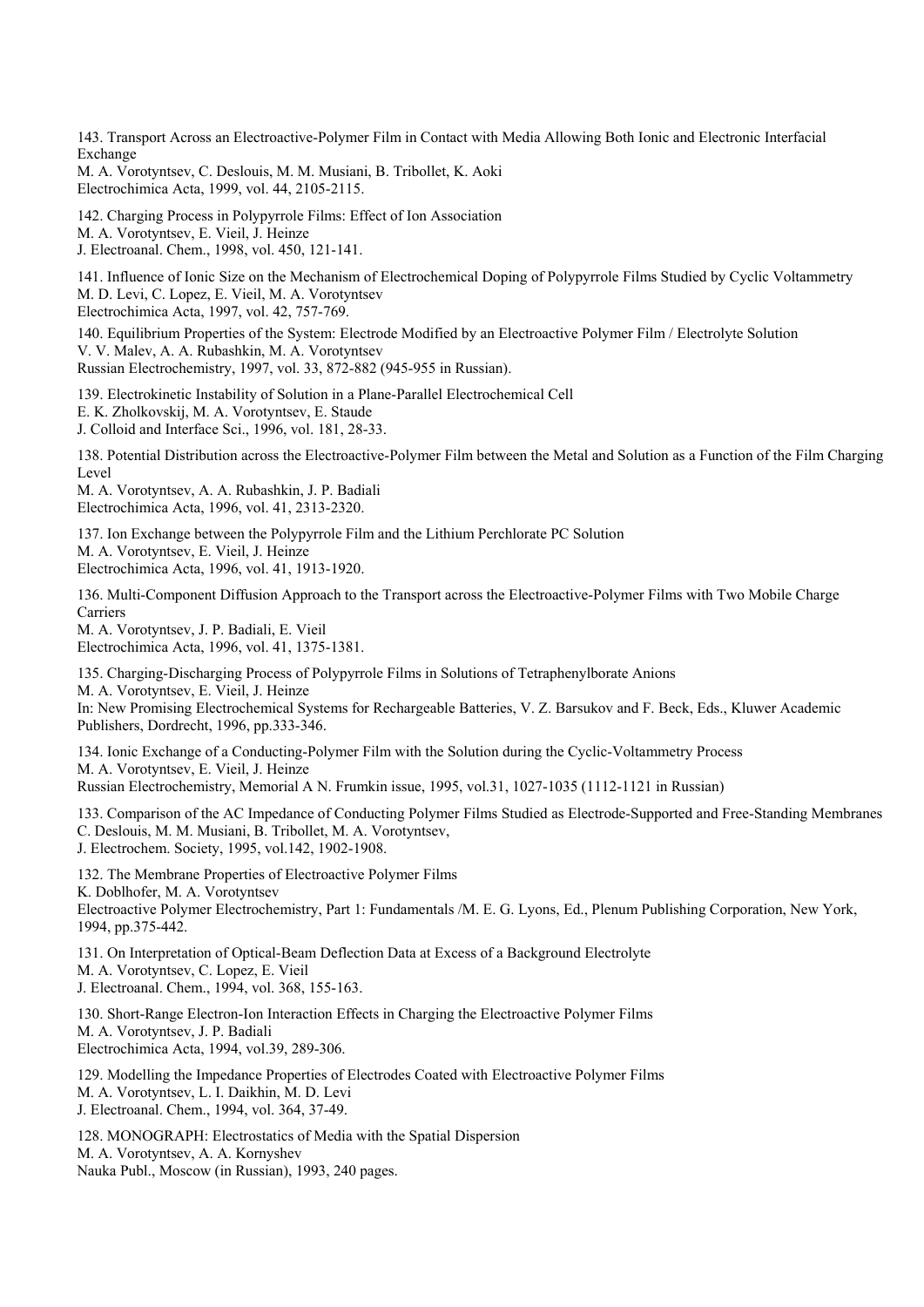143. Transport Across an Electroactive-Polymer Film in Contact with Media Allowing Both Ionic and Electronic Interfacial Exchange
M. A. Vorotyntsev, C. Deslouis, M. M. Musiani, B. Tribollet, K. Aoki
Electrochimica Acta, 1999, vol. 44, 2105-2115.

142. Charging Process in Polypyrrole Films: Effect of Ion Association
M. A. Vorotyntsev, E. Vieil, J. Heinze
J. Electroanal. Chem., 1998, vol. 450, 121-141.

141. Influence of Ionic Size on the Mechanism of Electrochemical Doping of Polypyrrole Films Studied by Cyclic Voltammetry
M. D. Levi, C. Lopez, E. Vieil, M. A. Vorotyntsev
Electrochimica Acta, 1997, vol. 42, 757-769.

140. Equilibrium Properties of the System: Electrode Modified by an Electroactive Polymer Film / Electrolyte Solution
V. V. Malev, A. A. Rubashkin, M. A. Vorotyntsev
Russian Electrochemistry, 1997, vol. 33, 872-882 (945-955 in Russian).

139. Electrokinetic Instability of Solution in a Plane-Parallel Electrochemical Cell
E. K. Zholkovskij, M. A. Vorotyntsev, E. Staude
J. Colloid and Interface Sci., 1996, vol. 181, 28-33.

138. Potential Distribution across the Electroactive-Polymer Film between the Metal and Solution as a Function of the Film Charging Level
M. A. Vorotyntsev, A. A. Rubashkin, J. P. Badiali
Electrochimica Acta, 1996, vol. 41, 2313-2320.

137. Ion Exchange between the Polypyrrole Film and the Lithium Perchlorate PC Solution
M. A. Vorotyntsev, E. Vieil, J. Heinze
Electrochimica Acta, 1996, vol. 41, 1913-1920.

136. Multi-Component Diffusion Approach to the Transport across the Electroactive-Polymer Films with Two Mobile Charge Carriers
M. A. Vorotyntsev, J. P. Badiali, E. Vieil
Electrochimica Acta, 1996, vol. 41, 1375-1381.

135. Charging-Discharging Process of Polypyrrole Films in Solutions of Tetraphenylborate Anions
M. A. Vorotyntsev, E. Vieil, J. Heinze
In: New Promising Electrochemical Systems for Rechargeable Batteries, V. Z. Barsukov and F. Beck, Eds., Kluwer Academic Publishers, Dordrecht, 1996, pp.333-346.

134. Ionic Exchange of a Conducting-Polymer Film with the Solution during the Cyclic-Voltammetry Process
M. A. Vorotyntsev, E. Vieil, J. Heinze
Russian Electrochemistry, Memorial A N. Frumkin issue, 1995, vol.31, 1027-1035 (1112-1121 in Russian)

133. Comparison of the AC Impedance of Conducting Polymer Films Studied as Electrode-Supported and Free-Standing Membranes
C. Deslouis, M. M. Musiani, B. Tribollet, M. A. Vorotyntsev,
J. Electrochem. Society, 1995, vol.142, 1902-1908.

132. The Membrane Properties of Electroactive Polymer Films
K. Doblhofer, M. A. Vorotyntsev
Electroactive Polymer Electrochemistry, Part 1: Fundamentals /M. E. G. Lyons, Ed., Plenum Publishing Corporation, New York, 1994, pp.375-442.

131. On Interpretation of Optical-Beam Deflection Data at Excess of a Background Electrolyte
M. A. Vorotyntsev, C. Lopez, E. Vieil
J. Electroanal. Chem., 1994, vol. 368, 155-163.

130. Short-Range Electron-Ion Interaction Effects in Charging the Electroactive Polymer Films
M. A. Vorotyntsev, J. P. Badiali
Electrochimica Acta, 1994, vol.39, 289-306.

129. Modelling the Impedance Properties of Electrodes Coated with Electroactive Polymer Films
M. A. Vorotyntsev, L. I. Daikhin, M. D. Levi
J. Electroanal. Chem., 1994, vol. 364, 37-49.

128. MONOGRAPH: Electrostatics of Media with the Spatial Dispersion
M. A. Vorotyntsev, A. A. Kornyshev
Nauka Publ., Moscow (in Russian), 1993, 240 pages.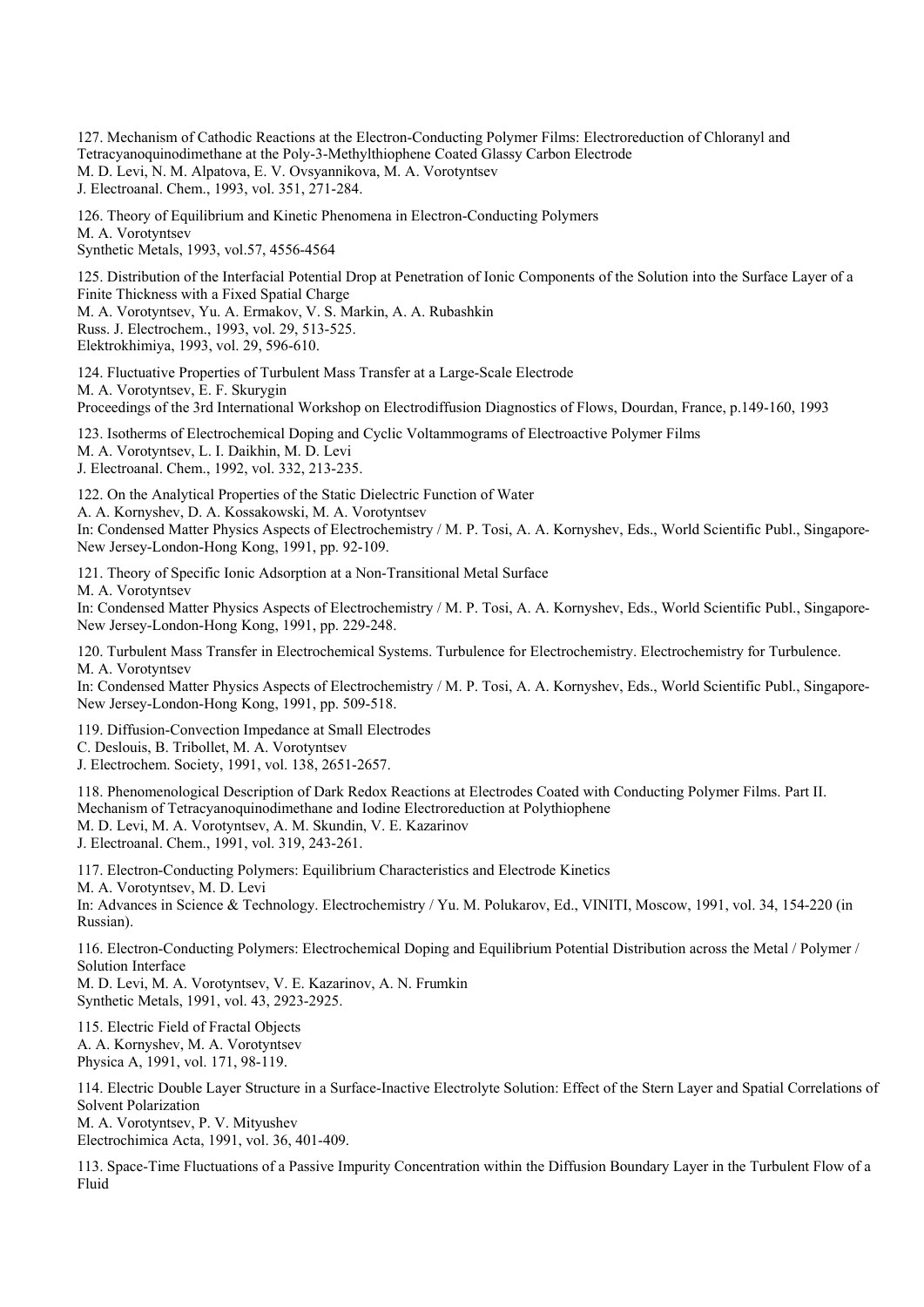127. Mechanism of Cathodic Reactions at the Electron-Conducting Polymer Films: Electroreduction of Chloranyl and Tetracyanoquinodimethane at the Poly-3-Methylthiophene Coated Glassy Carbon Electrode
M. D. Levi, N. M. Alpatova, E. V. Ovsyannikova, M. A. Vorotyntsev
J. Electroanal. Chem., 1993, vol. 351, 271-284.

126. Theory of Equilibrium and Kinetic Phenomena in Electron-Conducting Polymers
M. A. Vorotyntsev
Synthetic Metals, 1993, vol.57, 4556-4564

125. Distribution of the Interfacial Potential Drop at Penetration of Ionic Components of the Solution into the Surface Layer of a Finite Thickness with a Fixed Spatial Charge
M. A. Vorotyntsev, Yu. A. Ermakov, V. S. Markin, A. A. Rubashkin
Russ. J. Electrochem., 1993, vol. 29, 513-525.
Elektrokhimiya, 1993, vol. 29, 596-610.

124. Fluctuative Properties of Turbulent Mass Transfer at a Large-Scale Electrode
M. A. Vorotyntsev, E. F. Skurygin
Proceedings of the 3rd International Workshop on Electrodiffusion Diagnostics of Flows, Dourdan, France, p.149-160, 1993

123. Isotherms of Electrochemical Doping and Cyclic Voltammograms of Electroactive Polymer Films
M. A. Vorotyntsev, L. I. Daikhin, M. D. Levi
J. Electroanal. Chem., 1992, vol. 332, 213-235.

122. On the Analytical Properties of the Static Dielectric Function of Water
A. A. Kornyshev, D. A. Kossakowski, M. A. Vorotyntsev
In: Condensed Matter Physics Aspects of Electrochemistry / M. P. Tosi, A. A. Kornyshev, Eds., World Scientific Publ., Singapore-New Jersey-London-Hong Kong, 1991, pp. 92-109.

121. Theory of Specific Ionic Adsorption at a Non-Transitional Metal Surface
M. A. Vorotyntsev
In: Condensed Matter Physics Aspects of Electrochemistry / M. P. Tosi, A. A. Kornyshev, Eds., World Scientific Publ., Singapore-New Jersey-London-Hong Kong, 1991, pp. 229-248.

120. Turbulent Mass Transfer in Electrochemical Systems. Turbulence for Electrochemistry. Electrochemistry for Turbulence.
M. A. Vorotyntsev
In: Condensed Matter Physics Aspects of Electrochemistry / M. P. Tosi, A. A. Kornyshev, Eds., World Scientific Publ., Singapore-New Jersey-London-Hong Kong, 1991, pp. 509-518.

119. Diffusion-Convection Impedance at Small Electrodes
C. Deslouis, B. Tribollet, M. A. Vorotyntsev
J. Electrochem. Society, 1991, vol. 138, 2651-2657.

118. Phenomenological Description of Dark Redox Reactions at Electrodes Coated with Conducting Polymer Films. Part II. Mechanism of Tetracyanoquinodimethane and Iodine Electroreduction at Polythiophene
M. D. Levi, M. A. Vorotyntsev, A. M. Skundin, V. E. Kazarinov
J. Electroanal. Chem., 1991, vol. 319, 243-261.

117. Electron-Conducting Polymers: Equilibrium Characteristics and Electrode Kinetics
M. A. Vorotyntsev, M. D. Levi
In: Advances in Science & Technology. Electrochemistry / Yu. M. Polukarov, Ed., VINITI, Moscow, 1991, vol. 34, 154-220 (in Russian).

116. Electron-Conducting Polymers: Electrochemical Doping and Equilibrium Potential Distribution across the Metal / Polymer / Solution Interface
M. D. Levi, M. A. Vorotyntsev, V. E. Kazarinov, A. N. Frumkin
Synthetic Metals, 1991, vol. 43, 2923-2925.

115. Electric Field of Fractal Objects
A. A. Kornyshev, M. A. Vorotyntsev
Physica A, 1991, vol. 171, 98-119.

114. Electric Double Layer Structure in a Surface-Inactive Electrolyte Solution: Effect of the Stern Layer and Spatial Correlations of Solvent Polarization
M. A. Vorotyntsev, P. V. Mityushev
Electrochimica Acta, 1991, vol. 36, 401-409.

113. Space-Time Fluctuations of a Passive Impurity Concentration within the Diffusion Boundary Layer in the Turbulent Flow of a Fluid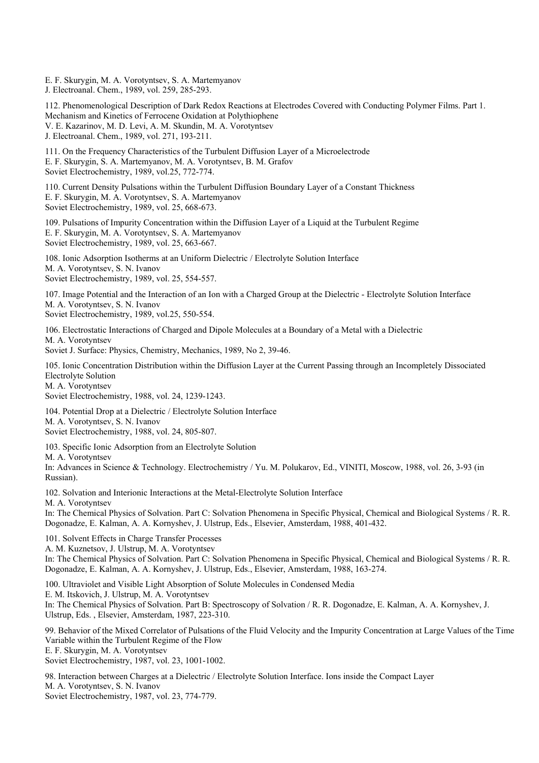E. F. Skurygin, M. A. Vorotyntsev, S. A. Martemyanov
J. Electroanal. Chem., 1989, vol. 259, 285-293.

112. Phenomenological Description of Dark Redox Reactions at Electrodes Covered with Conducting Polymer Films. Part 1. Mechanism and Kinetics of Ferrocene Oxidation at Polythiophene
V. E. Kazarinov, M. D. Levi, A. M. Skundin, M. A. Vorotyntsev
J. Electroanal. Chem., 1989, vol. 271, 193-211.

111. On the Frequency Characteristics of the Turbulent Diffusion Layer of a Microelectrode
E. F. Skurygin, S. A. Martemyanov, M. A. Vorotyntsev, B. M. Grafov
Soviet Electrochemistry, 1989, vol.25, 772-774.

110. Current Density Pulsations within the Turbulent Diffusion Boundary Layer of a Constant Thickness
E. F. Skurygin, M. A. Vorotyntsev, S. A. Martemyanov
Soviet Electrochemistry, 1989, vol. 25, 668-673.

109. Pulsations of Impurity Concentration within the Diffusion Layer of a Liquid at the Turbulent Regime
E. F. Skurygin, M. A. Vorotyntsev, S. A. Martemyanov
Soviet Electrochemistry, 1989, vol. 25, 663-667.

108. Ionic Adsorption Isotherms at an Uniform Dielectric / Electrolyte Solution Interface
M. A. Vorotyntsev, S. N. Ivanov
Soviet Electrochemistry, 1989, vol. 25, 554-557.

107. Image Potential and the Interaction of an Ion with a Charged Group at the Dielectric - Electrolyte Solution Interface
M. A. Vorotyntsev, S. N. Ivanov
Soviet Electrochemistry, 1989, vol.25, 550-554.

106. Electrostatic Interactions of Charged and Dipole Molecules at a Boundary of a Metal with a Dielectric
M. A. Vorotyntsev
Soviet J. Surface: Physics, Chemistry, Mechanics, 1989, No 2, 39-46.

105. Ionic Concentration Distribution within the Diffusion Layer at the Current Passing through an Incompletely Dissociated Electrolyte Solution
M. A. Vorotyntsev
Soviet Electrochemistry, 1988, vol. 24, 1239-1243.

104. Potential Drop at a Dielectric / Electrolyte Solution Interface
M. A. Vorotyntsev, S. N. Ivanov
Soviet Electrochemistry, 1988, vol. 24, 805-807.

103. Specific Ionic Adsorption from an Electrolyte Solution
M. A. Vorotyntsev
In: Advances in Science & Technology. Electrochemistry / Yu. M. Polukarov, Ed., VINITI, Moscow, 1988, vol. 26, 3-93 (in Russian).

102. Solvation and Interionic Interactions at the Metal-Electrolyte Solution Interface
M. A. Vorotyntsev
In: The Chemical Physics of Solvation. Part C: Solvation Phenomena in Specific Physical, Chemical and Biological Systems / R. R. Dogonadze, E. Kalman, A. A. Kornyshev, J. Ulstrup, Eds., Elsevier, Amsterdam, 1988, 401-432.

101. Solvent Effects in Charge Transfer Processes
A. M. Kuznetsov, J. Ulstrup, M. A. Vorotyntsev
In: The Chemical Physics of Solvation. Part C: Solvation Phenomena in Specific Physical, Chemical and Biological Systems / R. R. Dogonadze, E. Kalman, A. A. Kornyshev, J. Ulstrup, Eds., Elsevier, Amsterdam, 1988, 163-274.

100. Ultraviolet and Visible Light Absorption of Solute Molecules in Condensed Media
E. M. Itskovich, J. Ulstrup, M. A. Vorotyntsev
In: The Chemical Physics of Solvation. Part B: Spectroscopy of Solvation / R. R. Dogonadze, E. Kalman, A. A. Kornyshev, J. Ulstrup, Eds. , Elsevier, Amsterdam, 1987, 223-310.

99. Behavior of the Mixed Correlator of Pulsations of the Fluid Velocity and the Impurity Concentration at Large Values of the Time Variable within the Turbulent Regime of the Flow
E. F. Skurygin, M. A. Vorotyntsev
Soviet Electrochemistry, 1987, vol. 23, 1001-1002.

98. Interaction between Charges at a Dielectric / Electrolyte Solution Interface. Ions inside the Compact Layer
M. A. Vorotyntsev, S. N. Ivanov
Soviet Electrochemistry, 1987, vol. 23, 774-779.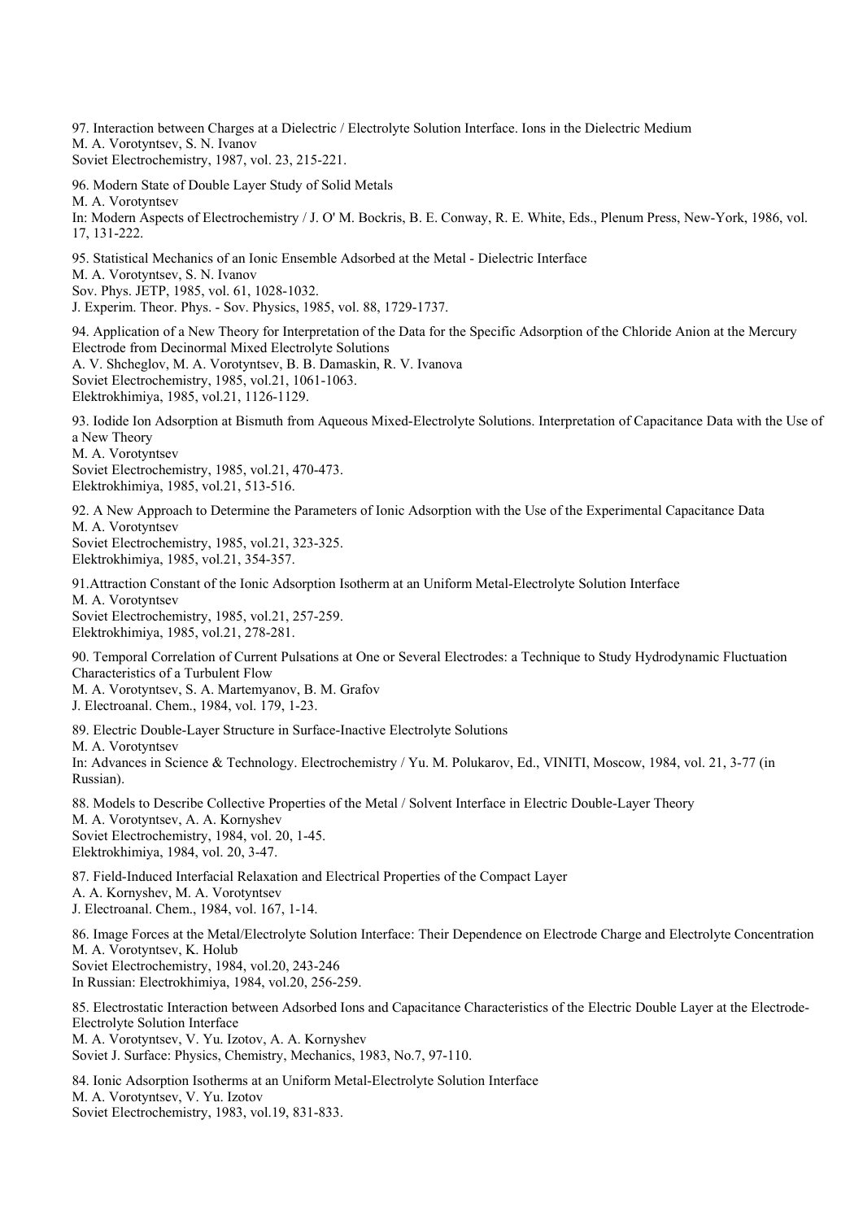97. Interaction between Charges at a Dielectric / Electrolyte Solution Interface. Ions in the Dielectric Medium
M. A. Vorotyntsev, S. N. Ivanov
Soviet Electrochemistry, 1987, vol. 23, 215-221.

96. Modern State of Double Layer Study of Solid Metals
M. A. Vorotyntsev
In: Modern Aspects of Electrochemistry / J. O' M. Bockris, B. E. Conway, R. E. White, Eds., Plenum Press, New-York, 1986, vol. 17, 131-222.

95. Statistical Mechanics of an Ionic Ensemble Adsorbed at the Metal - Dielectric Interface
M. A. Vorotyntsev, S. N. Ivanov
Sov. Phys. JETP, 1985, vol. 61, 1028-1032.
J. Experim. Theor. Phys. - Sov. Physics, 1985, vol. 88, 1729-1737.

94. Application of a New Theory for Interpretation of the Data for the Specific Adsorption of the Chloride Anion at the Mercury Electrode from Decinormal Mixed Electrolyte Solutions
A. V. Shcheglov, M. A. Vorotyntsev, B. B. Damaskin, R. V. Ivanova
Soviet Electrochemistry, 1985, vol.21, 1061-1063.
Elektrokhimiya, 1985, vol.21, 1126-1129.

93. Iodide Ion Adsorption at Bismuth from Aqueous Mixed-Electrolyte Solutions. Interpretation of Capacitance Data with the Use of a New Theory
M. A. Vorotyntsev
Soviet Electrochemistry, 1985, vol.21, 470-473.
Elektrokhimiya, 1985, vol.21, 513-516.

92. A New Approach to Determine the Parameters of Ionic Adsorption with the Use of the Experimental Capacitance Data
M. A. Vorotyntsev
Soviet Electrochemistry, 1985, vol.21, 323-325.
Elektrokhimiya, 1985, vol.21, 354-357.

91.Attraction Constant of the Ionic Adsorption Isotherm at an Uniform Metal-Electrolyte Solution Interface
M. A. Vorotyntsev
Soviet Electrochemistry, 1985, vol.21, 257-259.
Elektrokhimiya, 1985, vol.21, 278-281.

90. Temporal Correlation of Current Pulsations at One or Several Electrodes: a Technique to Study Hydrodynamic Fluctuation Characteristics of a Turbulent Flow
M. A. Vorotyntsev, S. A. Martemyanov, B. M. Grafov
J. Electroanal. Chem., 1984, vol. 179, 1-23.

89. Electric Double-Layer Structure in Surface-Inactive Electrolyte Solutions
M. A. Vorotyntsev
In: Advances in Science & Technology. Electrochemistry / Yu. M. Polukarov, Ed., VINITI, Moscow, 1984, vol. 21, 3-77 (in Russian).

88. Models to Describe Collective Properties of the Metal / Solvent Interface in Electric Double-Layer Theory
M. A. Vorotyntsev, A. A. Kornyshev
Soviet Electrochemistry, 1984, vol. 20, 1-45.
Elektrokhimiya, 1984, vol. 20, 3-47.

87. Field-Induced Interfacial Relaxation and Electrical Properties of the Compact Layer
A. A. Kornyshev, M. A. Vorotyntsev
J. Electroanal. Chem., 1984, vol. 167, 1-14.

86. Image Forces at the Metal/Electrolyte Solution Interface: Their Dependence on Electrode Charge and Electrolyte Concentration
M. A. Vorotyntsev, K. Holub
Soviet Electrochemistry, 1984, vol.20, 243-246
In Russian: Electrokhimiya, 1984, vol.20, 256-259.

85. Electrostatic Interaction between Adsorbed Ions and Capacitance Characteristics of the Electric Double Layer at the Electrode-Electrolyte Solution Interface
M. A. Vorotyntsev, V. Yu. Izotov, A. A. Kornyshev
Soviet J. Surface: Physics, Chemistry, Mechanics, 1983, No.7, 97-110.

84. Ionic Adsorption Isotherms at an Uniform Metal-Electrolyte Solution Interface
M. A. Vorotyntsev, V. Yu. Izotov
Soviet Electrochemistry, 1983, vol.19, 831-833.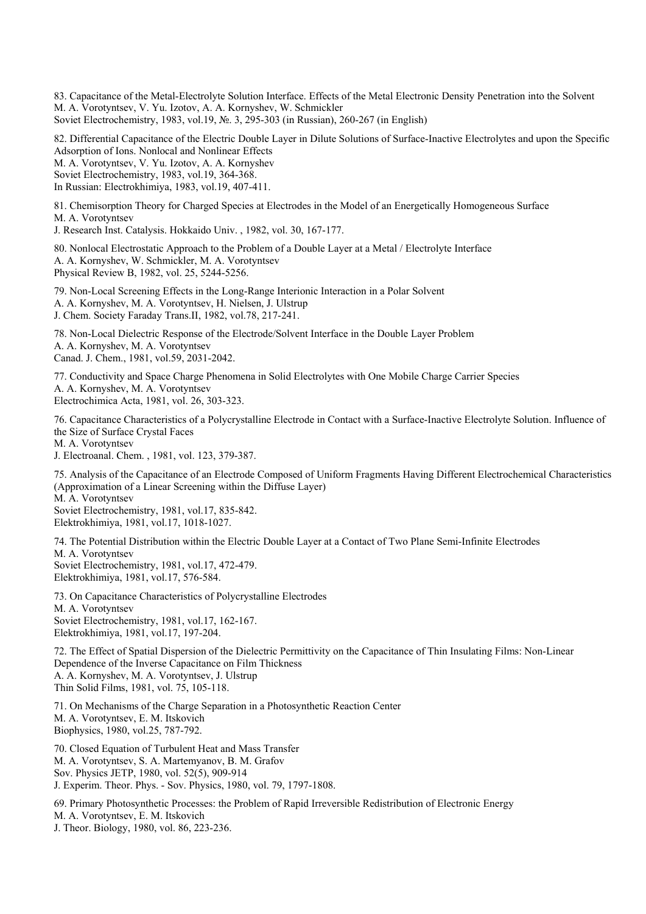83. Capacitance of the Metal-Electrolyte Solution Interface. Effects of the Metal Electronic Density Penetration into the Solvent
M. A. Vorotyntsev, V. Yu. Izotov, A. A. Kornyshev, W. Schmickler
Soviet Electrochemistry, 1983, vol.19, №. 3, 295-303 (in Russian), 260-267 (in English)

82. Differential Capacitance of the Electric Double Layer in Dilute Solutions of Surface-Inactive Electrolytes and upon the Specific Adsorption of Ions. Nonlocal and Nonlinear Effects
M. A. Vorotyntsev, V. Yu. Izotov, A. A. Kornyshev
Soviet Electrochemistry, 1983, vol.19, 364-368.
In Russian: Electrokhimiya, 1983, vol.19, 407-411.

81. Chemisorption Theory for Charged Species at Electrodes in the Model of an Energetically Homogeneous Surface
M. A. Vorotyntsev
J. Research Inst. Catalysis. Hokkaido Univ. , 1982, vol. 30, 167-177.

80. Nonlocal Electrostatic Approach to the Problem of a Double Layer at a Metal / Electrolyte Interface
A. A. Kornyshev, W. Schmickler, M. A. Vorotyntsev
Physical Review B, 1982, vol. 25, 5244-5256.

79. Non-Local Screening Effects in the Long-Range Interionic Interaction in a Polar Solvent
A. A. Kornyshev, M. A. Vorotyntsev, H. Nielsen, J. Ulstrup
J. Chem. Society Faraday Trans.II, 1982, vol.78, 217-241.

78. Non-Local Dielectric Response of the Electrode/Solvent Interface in the Double Layer Problem
A. A. Kornyshev, M. A. Vorotyntsev
Canad. J. Chem., 1981, vol.59, 2031-2042.

77. Conductivity and Space Charge Phenomena in Solid Electrolytes with One Mobile Charge Carrier Species
A. A. Kornyshev, M. A. Vorotyntsev
Electrochimica Acta, 1981, vol. 26, 303-323.

76. Capacitance Characteristics of a Polycrystalline Electrode in Contact with a Surface-Inactive Electrolyte Solution. Influence of the Size of Surface Crystal Faces
M. A. Vorotyntsev
J. Electroanal. Chem. , 1981, vol. 123, 379-387.

75. Analysis of the Capacitance of an Electrode Composed of Uniform Fragments Having Different Electrochemical Characteristics (Approximation of a Linear Screening within the Diffuse Layer)
M. A. Vorotyntsev
Soviet Electrochemistry, 1981, vol.17, 835-842.
Elektrokhimiya, 1981, vol.17, 1018-1027.

74. The Potential Distribution within the Electric Double Layer at a Contact of Two Plane Semi-Infinite Electrodes
M. A. Vorotyntsev
Soviet Electrochemistry, 1981, vol.17, 472-479.
Elektrokhimiya, 1981, vol.17, 576-584.

73. On Capacitance Characteristics of Polycrystalline Electrodes
M. A. Vorotyntsev
Soviet Electrochemistry, 1981, vol.17, 162-167.
Elektrokhimiya, 1981, vol.17, 197-204.

72. The Effect of Spatial Dispersion of the Dielectric Permittivity on the Capacitance of Thin Insulating Films: Non-Linear Dependence of the Inverse Capacitance on Film Thickness
A. A. Kornyshev, M. A. Vorotyntsev, J. Ulstrup
Thin Solid Films, 1981, vol. 75, 105-118.

71. On Mechanisms of the Charge Separation in a Photosynthetic Reaction Center
M. A. Vorotyntsev, E. M. Itskovich
Biophysics, 1980, vol.25, 787-792.

70. Closed Equation of Turbulent Heat and Mass Transfer
M. A. Vorotyntsev, S. A. Martemyanov, B. M. Grafov
Sov. Physics JETP, 1980, vol. 52(5), 909-914
J. Experim. Theor. Phys. - Sov. Physics, 1980, vol. 79, 1797-1808.

69. Primary Photosynthetic Processes: the Problem of Rapid Irreversible Redistribution of Electronic Energy
M. A. Vorotyntsev, E. M. Itskovich
J. Theor. Biology, 1980, vol. 86, 223-236.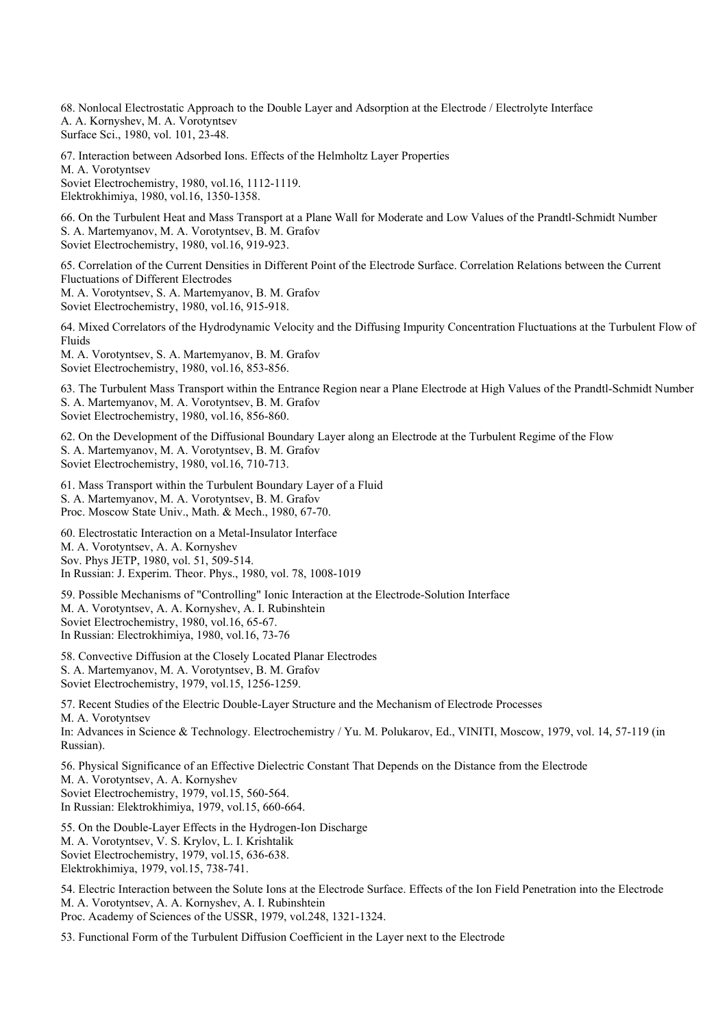68. Nonlocal Electrostatic Approach to the Double Layer and Adsorption at the Electrode / Electrolyte Interface
A. A. Kornyshev, M. A. Vorotyntsev
Surface Sci., 1980, vol. 101, 23-48.

67. Interaction between Adsorbed Ions. Effects of the Helmholtz Layer Properties
M. A. Vorotyntsev
Soviet Electrochemistry, 1980, vol.16, 1112-1119.
Elektrokhimiya, 1980, vol.16, 1350-1358.

66. On the Turbulent Heat and Mass Transport at a Plane Wall for Moderate and Low Values of the Prandtl-Schmidt Number
S. A. Martemyanov, M. A. Vorotyntsev, B. M. Grafov
Soviet Electrochemistry, 1980, vol.16, 919-923.

65. Correlation of the Current Densities in Different Point of the Electrode Surface. Correlation Relations between the Current Fluctuations of Different Electrodes
M. A. Vorotyntsev, S. A. Martemyanov, B. M. Grafov
Soviet Electrochemistry, 1980, vol.16, 915-918.

64. Mixed Correlators of the Hydrodynamic Velocity and the Diffusing Impurity Concentration Fluctuations at the Turbulent Flow of Fluids
M. A. Vorotyntsev, S. A. Martemyanov, B. M. Grafov
Soviet Electrochemistry, 1980, vol.16, 853-856.

63. The Turbulent Mass Transport within the Entrance Region near a Plane Electrode at High Values of the Prandtl-Schmidt Number
S. A. Martemyanov, M. A. Vorotyntsev, B. M. Grafov
Soviet Electrochemistry, 1980, vol.16, 856-860.

62. On the Development of the Diffusional Boundary Layer along an Electrode at the Turbulent Regime of the Flow
S. A. Martemyanov, M. A. Vorotyntsev, B. M. Grafov
Soviet Electrochemistry, 1980, vol.16, 710-713.

61. Mass Transport within the Turbulent Boundary Layer of a Fluid
S. A. Martemyanov, M. A. Vorotyntsev, B. M. Grafov
Proc. Moscow State Univ., Math. & Mech., 1980, 67-70.

60. Electrostatic Interaction on a Metal-Insulator Interface
M. A. Vorotyntsev, A. A. Kornyshev
Sov. Phys JETP, 1980, vol. 51, 509-514.
In Russian: J. Experim. Theor. Phys., 1980, vol. 78, 1008-1019

59. Possible Mechanisms of "Controlling" Ionic Interaction at the Electrode-Solution Interface
M. A. Vorotyntsev, A. A. Kornyshev, A. I. Rubinshtein
Soviet Electrochemistry, 1980, vol.16, 65-67.
In Russian: Electrokhimiya, 1980, vol.16, 73-76

58. Convective Diffusion at the Closely Located Planar Electrodes
S. A. Martemyanov, M. A. Vorotyntsev, B. M. Grafov
Soviet Electrochemistry, 1979, vol.15, 1256-1259.

57. Recent Studies of the Electric Double-Layer Structure and the Mechanism of Electrode Processes
M. A. Vorotyntsev
In: Advances in Science & Technology. Electrochemistry / Yu. M. Polukarov, Ed., VINITI, Moscow, 1979, vol. 14, 57-119 (in Russian).

56. Physical Significance of an Effective Dielectric Constant That Depends on the Distance from the Electrode
M. A. Vorotyntsev, A. A. Kornyshev
Soviet Electrochemistry, 1979, vol.15, 560-564.
In Russian: Elektrokhimiya, 1979, vol.15, 660-664.

55. On the Double-Layer Effects in the Hydrogen-Ion Discharge
M. A. Vorotyntsev, V. S. Krylov, L. I. Krishtalik
Soviet Electrochemistry, 1979, vol.15, 636-638.
Elektrokhimiya, 1979, vol.15, 738-741.

54. Electric Interaction between the Solute Ions at the Electrode Surface. Effects of the Ion Field Penetration into the Electrode
M. A. Vorotyntsev, A. A. Kornyshev, A. I. Rubinshtein
Proc. Academy of Sciences of the USSR, 1979, vol.248, 1321-1324.

53. Functional Form of the Turbulent Diffusion Coefficient in the Layer next to the Electrode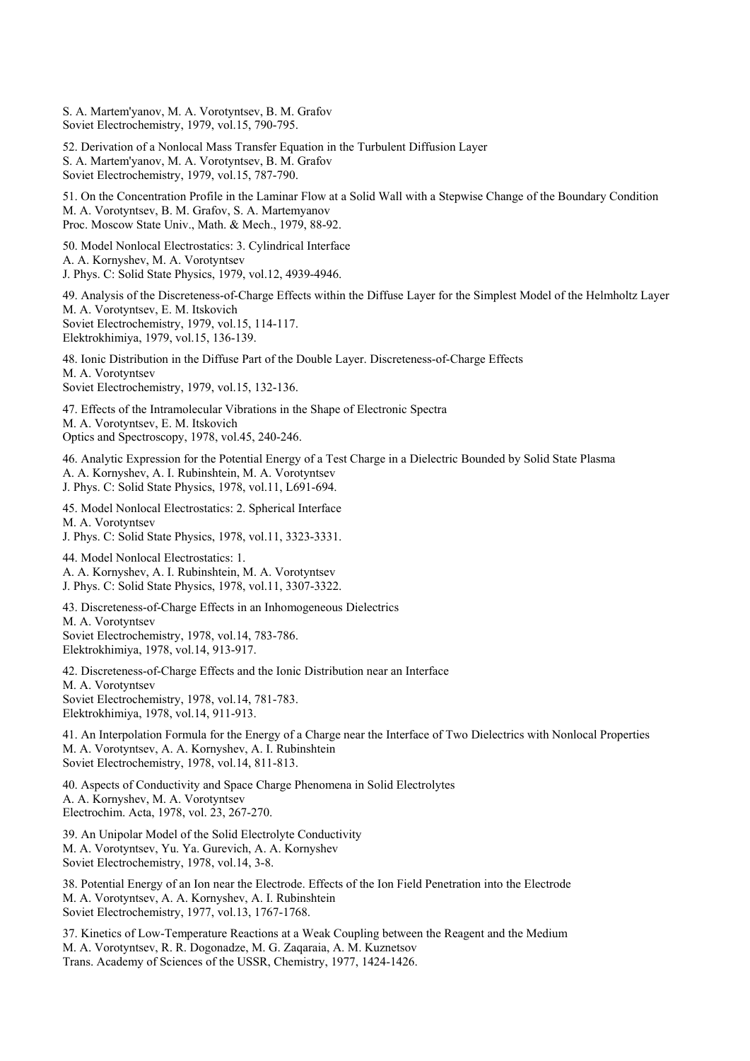S. A. Martem'yanov, M. A. Vorotyntsev, B. M. Grafov
Soviet Electrochemistry, 1979, vol.15, 790-795.

52. Derivation of a Nonlocal Mass Transfer Equation in the Turbulent Diffusion Layer
S. A. Martem'yanov, M. A. Vorotyntsev, B. M. Grafov
Soviet Electrochemistry, 1979, vol.15, 787-790.

51. On the Concentration Profile in the Laminar Flow at a Solid Wall with a Stepwise Change of the Boundary Condition
M. A. Vorotyntsev, B. M. Grafov, S. A. Martemyanov
Proc. Moscow State Univ., Math. & Mech., 1979, 88-92.

50. Model Nonlocal Electrostatics: 3. Cylindrical Interface
A. A. Kornyshev, M. A. Vorotyntsev
J. Phys. C: Solid State Physics, 1979, vol.12, 4939-4946.

49. Analysis of the Discreteness-of-Charge Effects within the Diffuse Layer for the Simplest Model of the Helmholtz Layer
M. A. Vorotyntsev, E. M. Itskovich
Soviet Electrochemistry, 1979, vol.15, 114-117.
Elektrokhimiya, 1979, vol.15, 136-139.

48. Ionic Distribution in the Diffuse Part of the Double Layer. Discreteness-of-Charge Effects
M. A. Vorotyntsev
Soviet Electrochemistry, 1979, vol.15, 132-136.

47. Effects of the Intramolecular Vibrations in the Shape of Electronic Spectra
M. A. Vorotyntsev, E. M. Itskovich
Optics and Spectroscopy, 1978, vol.45, 240-246.

46. Analytic Expression for the Potential Energy of a Test Charge in a Dielectric Bounded by Solid State Plasma
A. A. Kornyshev, A. I. Rubinshtein, M. A. Vorotyntsev
J. Phys. C: Solid State Physics, 1978, vol.11, L691-694.

45. Model Nonlocal Electrostatics: 2. Spherical Interface
M. A. Vorotyntsev
J. Phys. C: Solid State Physics, 1978, vol.11, 3323-3331.

44. Model Nonlocal Electrostatics: 1.
A. A. Kornyshev, A. I. Rubinshtein, M. A. Vorotyntsev
J. Phys. C: Solid State Physics, 1978, vol.11, 3307-3322.

43. Discreteness-of-Charge Effects in an Inhomogeneous Dielectrics
M. A. Vorotyntsev
Soviet Electrochemistry, 1978, vol.14, 783-786.
Elektrokhimiya, 1978, vol.14, 913-917.

42. Discreteness-of-Charge Effects and the Ionic Distribution near an Interface
M. A. Vorotyntsev
Soviet Electrochemistry, 1978, vol.14, 781-783.
Elektrokhimiya, 1978, vol.14, 911-913.

41. An Interpolation Formula for the Energy of a Charge near the Interface of Two Dielectrics with Nonlocal Properties
M. A. Vorotyntsev, A. A. Kornyshev, A. I. Rubinshtein
Soviet Electrochemistry, 1978, vol.14, 811-813.

40. Aspects of Conductivity and Space Charge Phenomena in Solid Electrolytes
A. A. Kornyshev, M. A. Vorotyntsev
Electrochim. Acta, 1978, vol. 23, 267-270.

39. An Unipolar Model of the Solid Electrolyte Conductivity
M. A. Vorotyntsev, Yu. Ya. Gurevich, A. A. Kornyshev
Soviet Electrochemistry, 1978, vol.14, 3-8.

38. Potential Energy of an Ion near the Electrode. Effects of the Ion Field Penetration into the Electrode
M. A. Vorotyntsev, A. A. Kornyshev, A. I. Rubinshtein
Soviet Electrochemistry, 1977, vol.13, 1767-1768.

37. Kinetics of Low-Temperature Reactions at a Weak Coupling between the Reagent and the Medium
M. A. Vorotyntsev, R. R. Dogonadze, M. G. Zaqaraia, A. M. Kuznetsov
Trans. Academy of Sciences of the USSR, Chemistry, 1977, 1424-1426.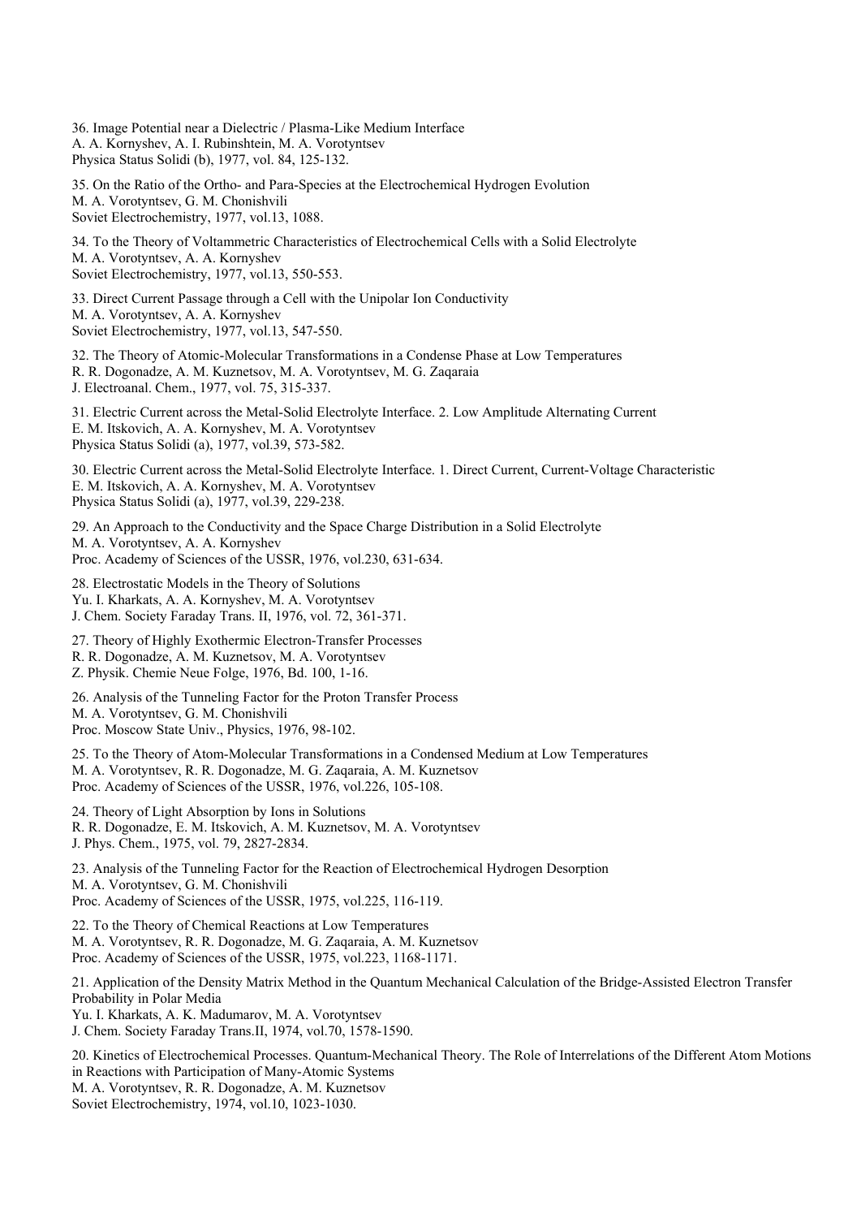36. Image Potential near a Dielectric / Plasma-Like Medium Interface
A. A. Kornyshev, A. I. Rubinshtein, M. A. Vorotyntsev
Physica Status Solidi (b), 1977, vol. 84, 125-132.

35. On the Ratio of the Ortho- and Para-Species at the Electrochemical Hydrogen Evolution
M. A. Vorotyntsev, G. M. Chonishvili
Soviet Electrochemistry, 1977, vol.13, 1088.

34. To the Theory of Voltammetric Characteristics of Electrochemical Cells with a Solid Electrolyte
M. A. Vorotyntsev, A. A. Kornyshev
Soviet Electrochemistry, 1977, vol.13, 550-553.

33. Direct Current Passage through a Cell with the Unipolar Ion Conductivity
M. A. Vorotyntsev, A. A. Kornyshev
Soviet Electrochemistry, 1977, vol.13, 547-550.

32. The Theory of Atomic-Molecular Transformations in a Condense Phase at Low Temperatures
R. R. Dogonadze, A. M. Kuznetsov, M. A. Vorotyntsev, M. G. Zaqaraia
J. Electroanal. Chem., 1977, vol. 75, 315-337.

31. Electric Current across the Metal-Solid Electrolyte Interface. 2. Low Amplitude Alternating Current
E. M. Itskovich, A. A. Kornyshev, M. A. Vorotyntsev
Physica Status Solidi (a), 1977, vol.39, 573-582.

30. Electric Current across the Metal-Solid Electrolyte Interface. 1. Direct Current, Current-Voltage Characteristic
E. M. Itskovich, A. A. Kornyshev, M. A. Vorotyntsev
Physica Status Solidi (a), 1977, vol.39, 229-238.

29. An Approach to the Conductivity and the Space Charge Distribution in a Solid Electrolyte
M. A. Vorotyntsev, A. A. Kornyshev
Proc. Academy of Sciences of the USSR, 1976, vol.230, 631-634.

28. Electrostatic Models in the Theory of Solutions
Yu. I. Kharkats, A. A. Kornyshev, M. A. Vorotyntsev
J. Chem. Society Faraday Trans. II, 1976, vol. 72, 361-371.

27. Theory of Highly Exothermic Electron-Transfer Processes
R. R. Dogonadze, A. M. Kuznetsov, M. A. Vorotyntsev
Z. Physik. Chemie Neue Folge, 1976, Bd. 100, 1-16.

26. Analysis of the Tunneling Factor for the Proton Transfer Process
M. A. Vorotyntsev, G. M. Chonishvili
Proc. Moscow State Univ., Physics, 1976, 98-102.

25. To the Theory of Atom-Molecular Transformations in a Condensed Medium at Low Temperatures
M. A. Vorotyntsev, R. R. Dogonadze, M. G. Zaqaraia, A. M. Kuznetsov
Proc. Academy of Sciences of the USSR, 1976, vol.226, 105-108.

24. Theory of Light Absorption by Ions in Solutions
R. R. Dogonadze, E. M. Itskovich, A. M. Kuznetsov, M. A. Vorotyntsev
J. Phys. Chem., 1975, vol. 79, 2827-2834.

23. Analysis of the Tunneling Factor for the Reaction of Electrochemical Hydrogen Desorption
M. A. Vorotyntsev, G. M. Chonishvili
Proc. Academy of Sciences of the USSR, 1975, vol.225, 116-119.

22. To the Theory of Chemical Reactions at Low Temperatures
M. A. Vorotyntsev, R. R. Dogonadze, M. G. Zaqaraia, A. M. Kuznetsov
Proc. Academy of Sciences of the USSR, 1975, vol.223, 1168-1171.

21. Application of the Density Matrix Method in the Quantum Mechanical Calculation of the Bridge-Assisted Electron Transfer Probability in Polar Media
Yu. I. Kharkats, A. K. Madumarov, M. A. Vorotyntsev
J. Chem. Society Faraday Trans.II, 1974, vol.70, 1578-1590.

20. Kinetics of Electrochemical Processes. Quantum-Mechanical Theory. The Role of Interrelations of the Different Atom Motions in Reactions with Participation of Many-Atomic Systems
M. A. Vorotyntsev, R. R. Dogonadze, A. M. Kuznetsov
Soviet Electrochemistry, 1974, vol.10, 1023-1030.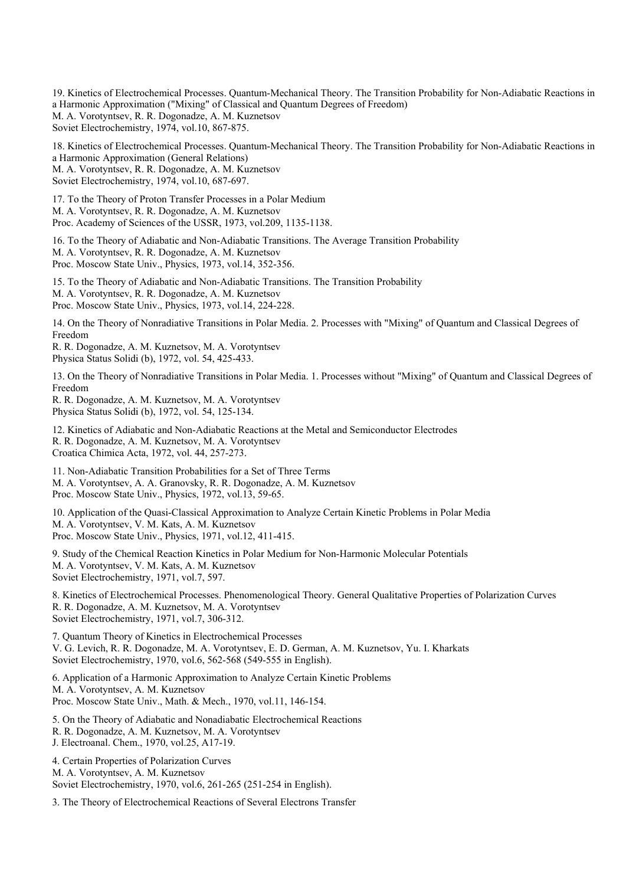19. Kinetics of Electrochemical Processes. Quantum-Mechanical Theory. The Transition Probability for Non-Adiabatic Reactions in a Harmonic Approximation ("Mixing" of Classical and Quantum Degrees of Freedom)
M. A. Vorotyntsev, R. R. Dogonadze, A. M. Kuznetsov
Soviet Electrochemistry, 1974, vol.10, 867-875.

18. Kinetics of Electrochemical Processes. Quantum-Mechanical Theory. The Transition Probability for Non-Adiabatic Reactions in a Harmonic Approximation (General Relations)
M. A. Vorotyntsev, R. R. Dogonadze, A. M. Kuznetsov
Soviet Electrochemistry, 1974, vol.10, 687-697.

17. To the Theory of Proton Transfer Processes in a Polar Medium
M. A. Vorotyntsev, R. R. Dogonadze, A. M. Kuznetsov
Proc. Academy of Sciences of the USSR, 1973, vol.209, 1135-1138.

16. To the Theory of Adiabatic and Non-Adiabatic Transitions. The Average Transition Probability
M. A. Vorotyntsev, R. R. Dogonadze, A. M. Kuznetsov
Proc. Moscow State Univ., Physics, 1973, vol.14, 352-356.

15. To the Theory of Adiabatic and Non-Adiabatic Transitions. The Transition Probability
M. A. Vorotyntsev, R. R. Dogonadze, A. M. Kuznetsov
Proc. Moscow State Univ., Physics, 1973, vol.14, 224-228.

14. On the Theory of Nonradiative Transitions in Polar Media. 2. Processes with "Mixing" of Quantum and Classical Degrees of Freedom
R. R. Dogonadze, A. M. Kuznetsov, M. A. Vorotyntsev
Physica Status Solidi (b), 1972, vol. 54, 425-433.

13. On the Theory of Nonradiative Transitions in Polar Media. 1. Processes without "Mixing" of Quantum and Classical Degrees of Freedom
R. R. Dogonadze, A. M. Kuznetsov, M. A. Vorotyntsev
Physica Status Solidi (b), 1972, vol. 54, 125-134.

12. Kinetics of Adiabatic and Non-Adiabatic Reactions at the Metal and Semiconductor Electrodes
R. R. Dogonadze, A. M. Kuznetsov, M. A. Vorotyntsev
Croatica Chimica Acta, 1972, vol. 44, 257-273.

11. Non-Adiabatic Transition Probabilities for a Set of Three Terms
M. A. Vorotyntsev, A. A. Granovsky, R. R. Dogonadze, A. M. Kuznetsov
Proc. Moscow State Univ., Physics, 1972, vol.13, 59-65.

10. Application of the Quasi-Classical Approximation to Analyze Certain Kinetic Problems in Polar Media
M. A. Vorotyntsev, V. M. Kats, A. M. Kuznetsov
Proc. Moscow State Univ., Physics, 1971, vol.12, 411-415.

9. Study of the Chemical Reaction Kinetics in Polar Medium for Non-Harmonic Molecular Potentials
M. A. Vorotyntsev, V. M. Kats, A. M. Kuznetsov
Soviet Electrochemistry, 1971, vol.7, 597.

8. Kinetics of Electrochemical Processes. Phenomenological Theory. General Qualitative Properties of Polarization Curves
R. R. Dogonadze, A. M. Kuznetsov, M. A. Vorotyntsev
Soviet Electrochemistry, 1971, vol.7, 306-312.

7. Quantum Theory of Kinetics in Electrochemical Processes
V. G. Levich, R. R. Dogonadze, M. A. Vorotyntsev, E. D. German, A. M. Kuznetsov, Yu. I. Kharkats
Soviet Electrochemistry, 1970, vol.6, 562-568 (549-555 in English).

6. Application of a Harmonic Approximation to Analyze Certain Kinetic Problems
M. A. Vorotyntsev, A. M. Kuznetsov
Proc. Moscow State Univ., Math. & Mech., 1970, vol.11, 146-154.

5. On the Theory of Adiabatic and Nonadiabatic Electrochemical Reactions
R. R. Dogonadze, A. M. Kuznetsov, M. A. Vorotyntsev
J. Electroanal. Chem., 1970, vol.25, A17-19.

4. Certain Properties of Polarization Curves
M. A. Vorotyntsev, A. M. Kuznetsov
Soviet Electrochemistry, 1970, vol.6, 261-265 (251-254 in English).

3. The Theory of Electrochemical Reactions of Several Electrons Transfer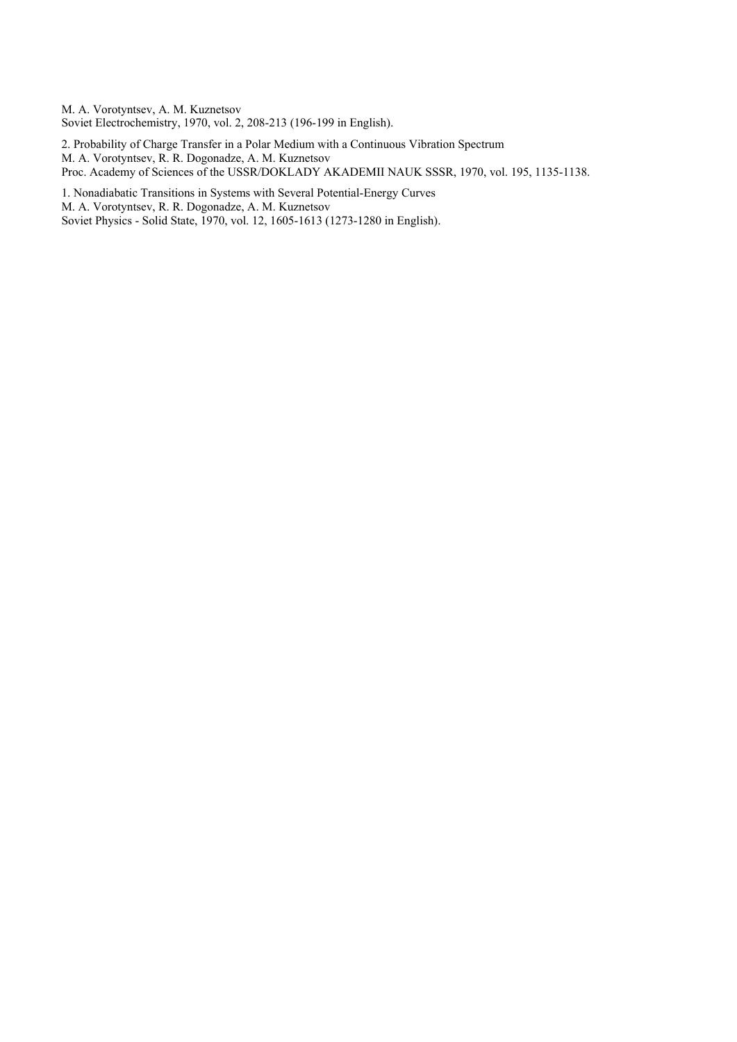M. A. Vorotyntsev, A. M. Kuznetsov
Soviet Electrochemistry, 1970, vol. 2, 208-213 (196-199 in English).

2. Probability of Charge Transfer in a Polar Medium with a Continuous Vibration Spectrum
M. A. Vorotyntsev, R. R. Dogonadze, A. M. Kuznetsov
Proc. Academy of Sciences of the USSR/DOKLADY AKADEMII NAUK SSSR, 1970, vol. 195, 1135-1138.

1. Nonadiabatic Transitions in Systems with Several Potential-Energy Curves
M. A. Vorotyntsev, R. R. Dogonadze, A. M. Kuznetsov
Soviet Physics - Solid State, 1970, vol. 12, 1605-1613 (1273-1280 in English).